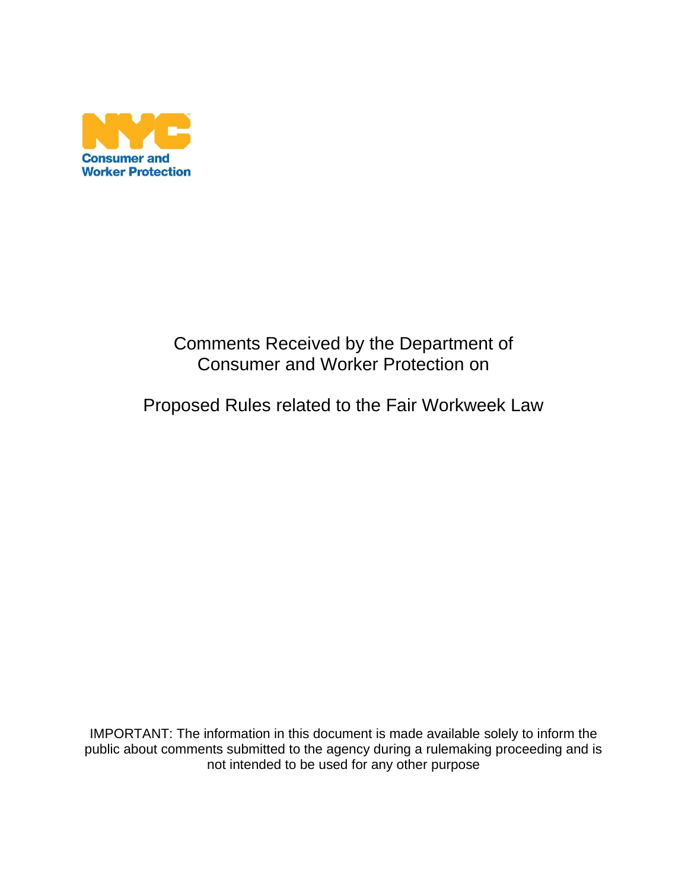NYC Consumer and Worker Protection

# Comments Received by the Department of Consumer and Worker Protection on

# Proposed Rules related to the Fair Workweek Law

IMPORTANT: The information in this document is made available solely to inform the public about comments submitted to the agency during a rulemaking proceeding and is not intended to be used for any other purpose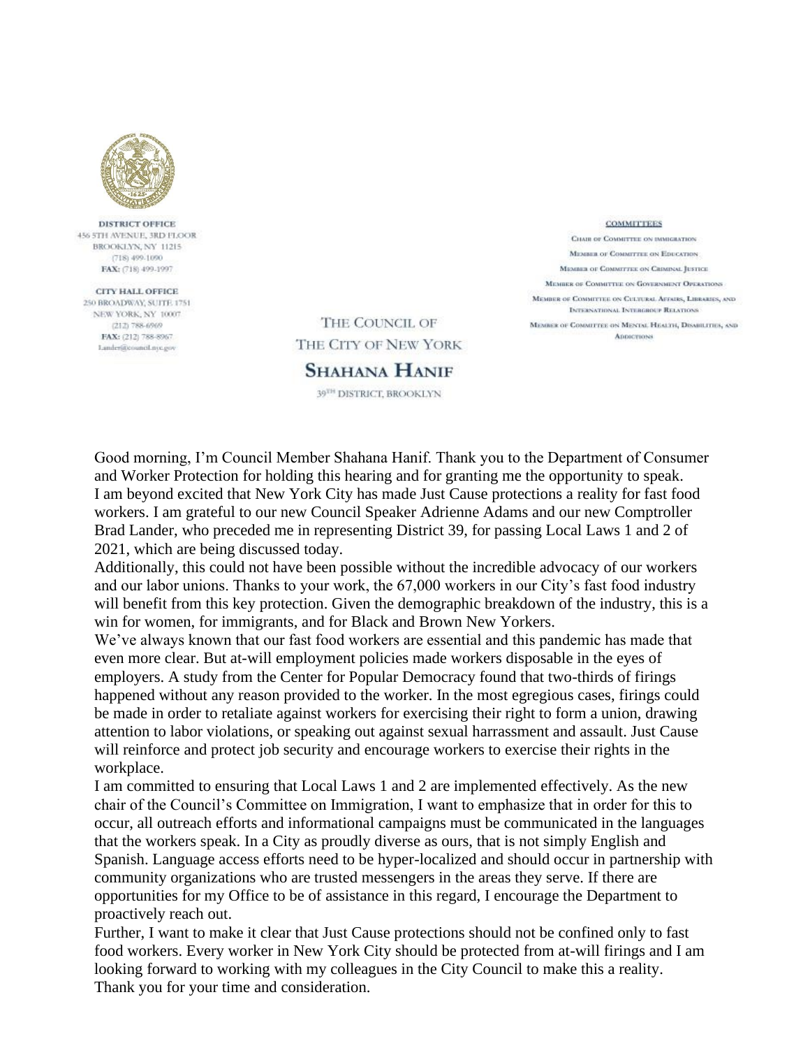**DISTRICT OFFICE**
456 5TH AVENUE, 3RD FLOOR
BROOKLYN, NY 11215
(718) 499-1090
**FAX:** (718) 499-1997

**CITY HALL OFFICE**
250 BROADWAY, SUITE 1751
NEW YORK, NY 10007
(212) 788-6969
**FAX:** (212) 788-8967
Lander@council.nyc.gov

THE COUNCIL OF
THE CITY OF NEW YORK
**SHAHANA HANIF**
39TH DISTRICT, BROOKLYN

**COMMITTEES**
CHAIR OF COMMITTEE ON IMMIGRATION
MEMBER OF COMMITTEE ON EDUCATION
MEMBER OF COMMITTEE ON CRIMINAL JUSTICE
MEMBER OF COMMITTEE ON GOVERNMENT OPERATIONS
MEMBER OF COMMITTEE ON CULTURAL AFFAIRS, LIBRARIES, AND INTERNATIONAL INTERGROUP RELATIONS
MEMBER OF COMMITTEE ON MENTAL HEALTH, DISABILITIES, AND ADDICTIONS

Good morning, I'm Council Member Shahana Hanif. Thank you to the Department of Consumer and Worker Protection for holding this hearing and for granting me the opportunity to speak. I am beyond excited that New York City has made Just Cause protections a reality for fast food workers. I am grateful to our new Council Speaker Adrienne Adams and our new Comptroller Brad Lander, who preceded me in representing District 39, for passing Local Laws 1 and 2 of 2021, which are being discussed today.

Additionally, this could not have been possible without the incredible advocacy of our workers and our labor unions. Thanks to your work, the 67,000 workers in our City's fast food industry will benefit from this key protection. Given the demographic breakdown of the industry, this is a win for women, for immigrants, and for Black and Brown New Yorkers.

We've always known that our fast food workers are essential and this pandemic has made that even more clear. But at-will employment policies made workers disposable in the eyes of employers. A study from the Center for Popular Democracy found that two-thirds of firings happened without any reason provided to the worker. In the most egregious cases, firings could be made in order to retaliate against workers for exercising their right to form a union, drawing attention to labor violations, or speaking out against sexual harrassment and assault. Just Cause will reinforce and protect job security and encourage workers to exercise their rights in the workplace.

I am committed to ensuring that Local Laws 1 and 2 are implemented effectively. As the new chair of the Council's Committee on Immigration, I want to emphasize that in order for this to occur, all outreach efforts and informational campaigns must be communicated in the languages that the workers speak. In a City as proudly diverse as ours, that is not simply English and Spanish. Language access efforts need to be hyper-localized and should occur in partnership with community organizations who are trusted messengers in the areas they serve. If there are opportunities for my Office to be of assistance in this regard, I encourage the Department to proactively reach out.

Further, I want to make it clear that Just Cause protections should not be confined only to fast food workers. Every worker in New York City should be protected from at-will firings and I am looking forward to working with my colleagues in the City Council to make this a reality.

Thank you for your time and consideration.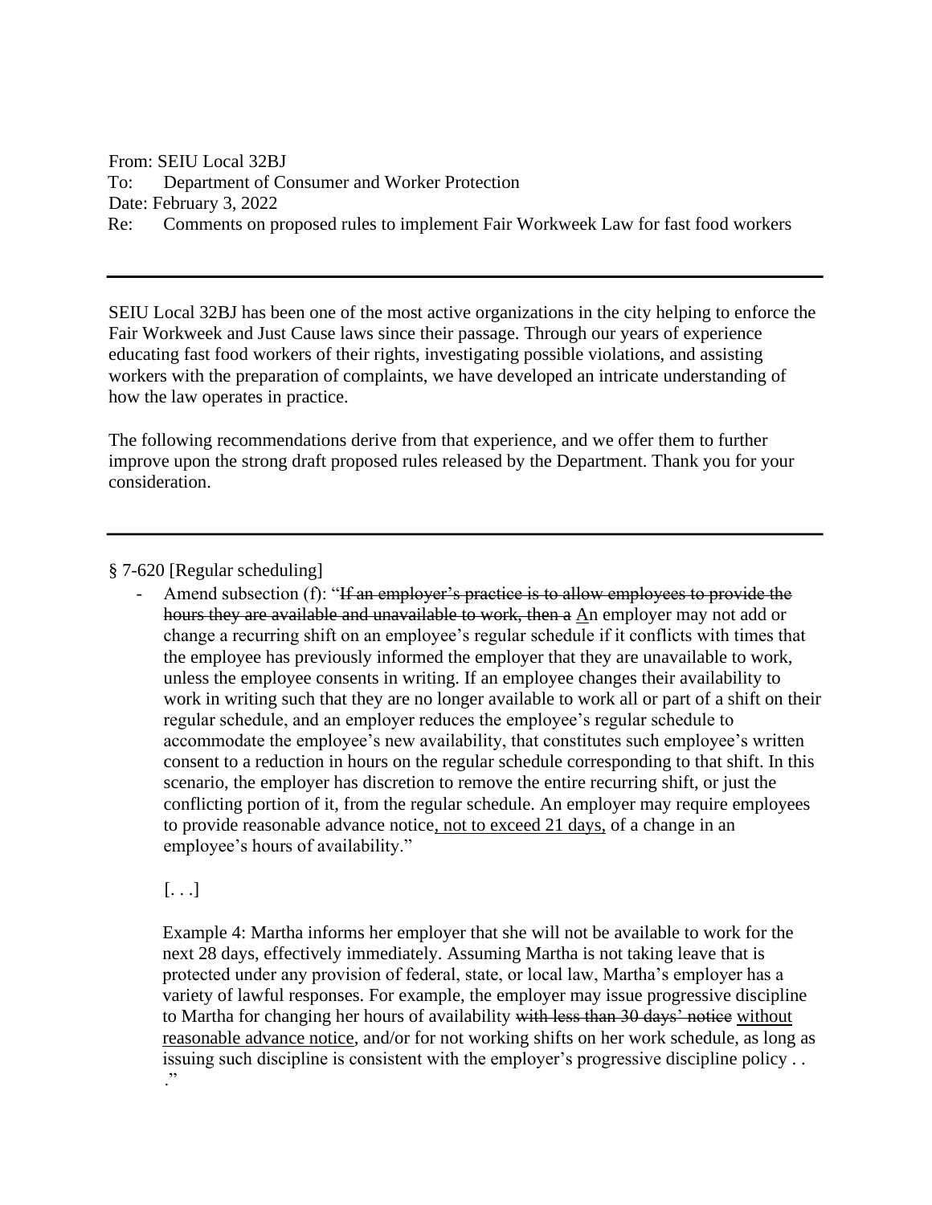From: SEIU Local 32BJ
To: Department of Consumer and Worker Protection
Date: February 3, 2022
Re: Comments on proposed rules to implement Fair Workweek Law for fast food workers

---

SEIU Local 32BJ has been one of the most active organizations in the city helping to enforce the Fair Workweek and Just Cause laws since their passage. Through our years of experience educating fast food workers of their rights, investigating possible violations, and assisting workers with the preparation of complaints, we have developed an intricate understanding of how the law operates in practice.

The following recommendations derive from that experience, and we offer them to further improve upon the strong draft proposed rules released by the Department. Thank you for your consideration.

---

§ 7-620 [Regular scheduling]

- Amend subsection (f): "~~If an employer's practice is to allow employees to provide the hours they are available and unavailable to work, then a~~ <u>A</u>n employer may not add or change a recurring shift on an employee's regular schedule if it conflicts with times that the employee has previously informed the employer that they are unavailable to work, unless the employee consents in writing. If an employee changes their availability to work in writing such that they are no longer available to work all or part of a shift on their regular schedule, and an employer reduces the employee's regular schedule to accommodate the employee's new availability, that constitutes such employee's written consent to a reduction in hours on the regular schedule corresponding to that shift. In this scenario, the employer has discretion to remove the entire recurring shift, or just the conflicting portion of it, from the regular schedule. An employer may require employees to provide reasonable advance notice<u>, not to exceed 21 days,</u> of a change in an employee's hours of availability."

  [. . .]

  Example 4: Martha informs her employer that she will not be available to work for the next 28 days, effectively immediately. Assuming Martha is not taking leave that is protected under any provision of federal, state, or local law, Martha's employer has a variety of lawful responses. For example, the employer may issue progressive discipline to Martha for changing her hours of availability ~~with less than 30 days' notice~~ <u>without reasonable advance notice</u>, and/or for not working shifts on her work schedule, as long as issuing such discipline is consistent with the employer's progressive discipline policy . . ."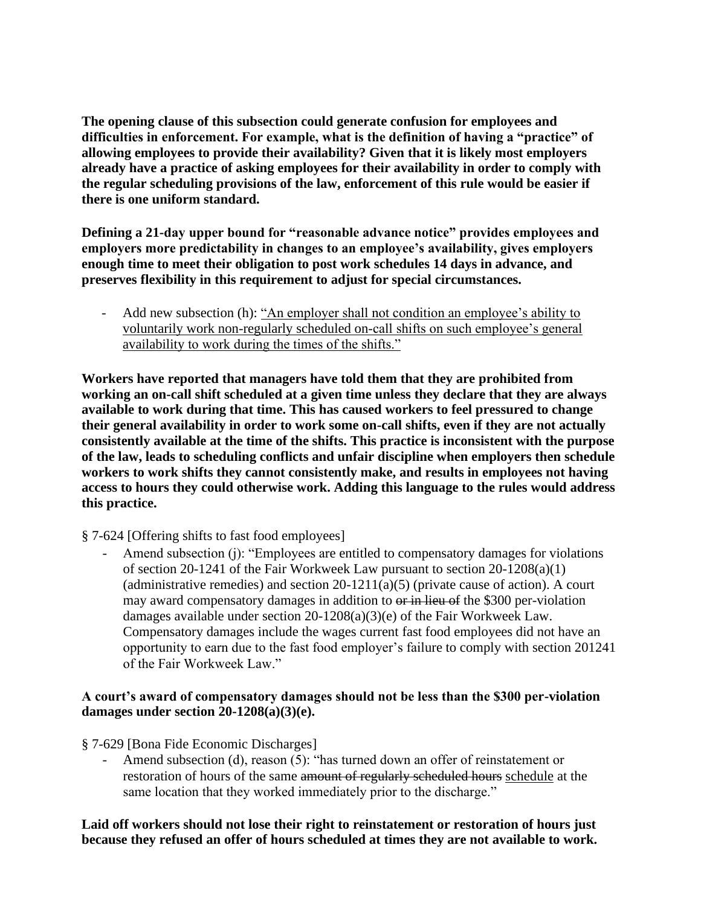**The opening clause of this subsection could generate confusion for employees and difficulties in enforcement. For example, what is the definition of having a "practice" of allowing employees to provide their availability? Given that it is likely most employers already have a practice of asking employees for their availability in order to comply with the regular scheduling provisions of the law, enforcement of this rule would be easier if there is one uniform standard.**

**Defining a 21-day upper bound for "reasonable advance notice" provides employees and employers more predictability in changes to an employee's availability, gives employers enough time to meet their obligation to post work schedules 14 days in advance, and preserves flexibility in this requirement to adjust for special circumstances.**

- Add new subsection (h): <u>"An employer shall not condition an employee's ability to voluntarily work non-regularly scheduled on-call shifts on such employee's general availability to work during the times of the shifts."</u>

**Workers have reported that managers have told them that they are prohibited from working an on-call shift scheduled at a given time unless they declare that they are always available to work during that time. This has caused workers to feel pressured to change their general availability in order to work some on-call shifts, even if they are not actually consistently available at the time of the shifts. This practice is inconsistent with the purpose of the law, leads to scheduling conflicts and unfair discipline when employers then schedule workers to work shifts they cannot consistently make, and results in employees not having access to hours they could otherwise work. Adding this language to the rules would address this practice.**

§ 7-624 [Offering shifts to fast food employees]

- Amend subsection (j): "Employees are entitled to compensatory damages for violations of section 20-1241 of the Fair Workweek Law pursuant to section 20-1208(a)(1) (administrative remedies) and section 20-1211(a)(5) (private cause of action). A court may award compensatory damages in addition to ~~or in lieu of~~ the $300 per-violation damages available under section 20-1208(a)(3)(e) of the Fair Workweek Law. Compensatory damages include the wages current fast food employees did not have an opportunity to earn due to the fast food employer's failure to comply with section 201241 of the Fair Workweek Law."

**A court's award of compensatory damages should not be less than the $300 per-violation damages under section 20-1208(a)(3)(e).**

§ 7-629 [Bona Fide Economic Discharges]

- Amend subsection (d), reason (5): "has turned down an offer of reinstatement or restoration of hours of the same ~~amount of regularly scheduled hours~~ <u>schedule</u> at the same location that they worked immediately prior to the discharge."

**Laid off workers should not lose their right to reinstatement or restoration of hours just because they refused an offer of hours scheduled at times they are not available to work.**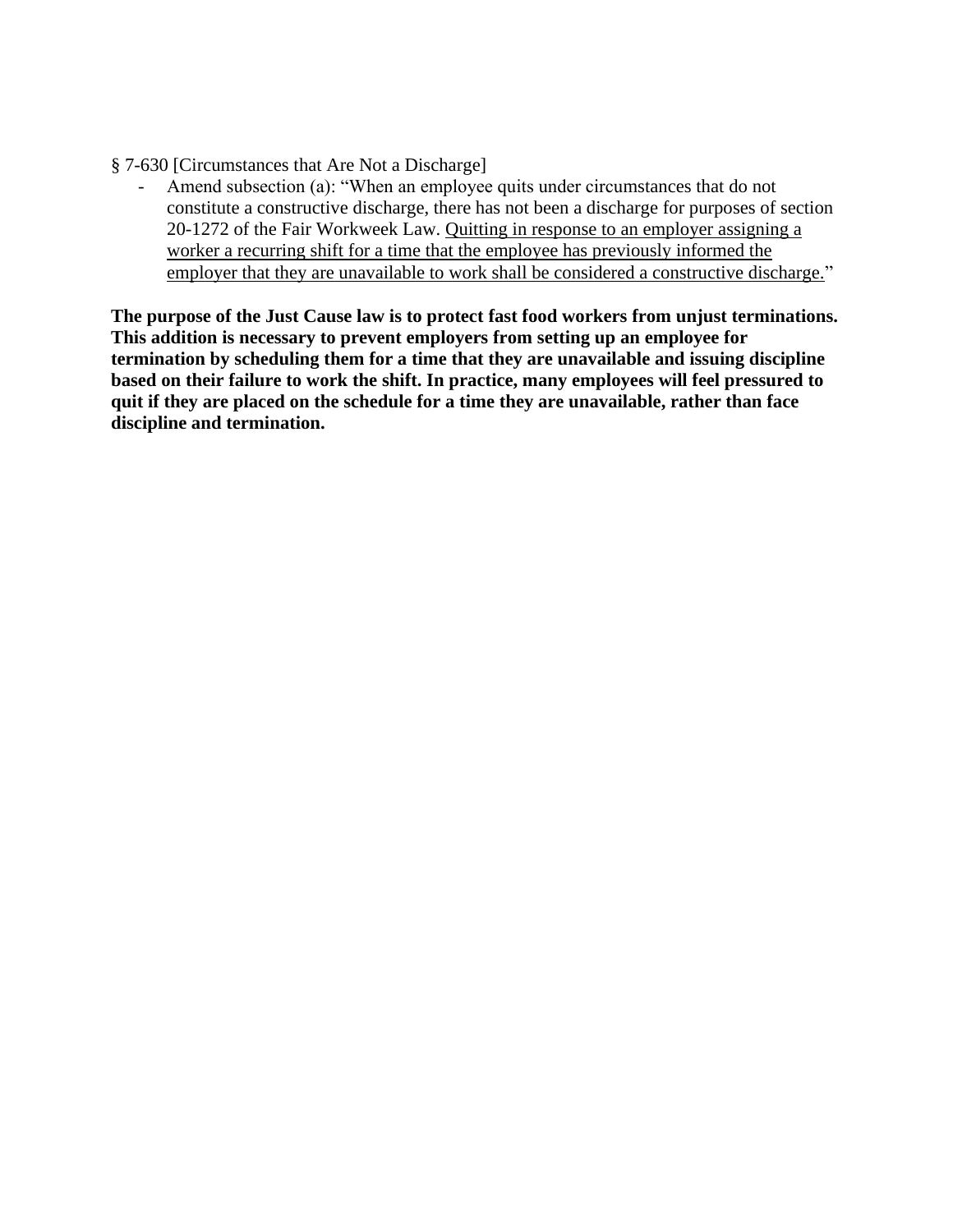§ 7-630 [Circumstances that Are Not a Discharge]

- Amend subsection (a): "When an employee quits under circumstances that do not constitute a constructive discharge, there has not been a discharge for purposes of section 20-1272 of the Fair Workweek Law. <u>Quitting in response to an employer assigning a worker a recurring shift for a time that the employee has previously informed the employer that they are unavailable to work shall be considered a constructive discharge.</u>"

**The purpose of the Just Cause law is to protect fast food workers from unjust terminations. This addition is necessary to prevent employers from setting up an employee for termination by scheduling them for a time that they are unavailable and issuing discipline based on their failure to work the shift. In practice, many employees will feel pressured to quit if they are placed on the schedule for a time they are unavailable, rather than face discipline and termination.**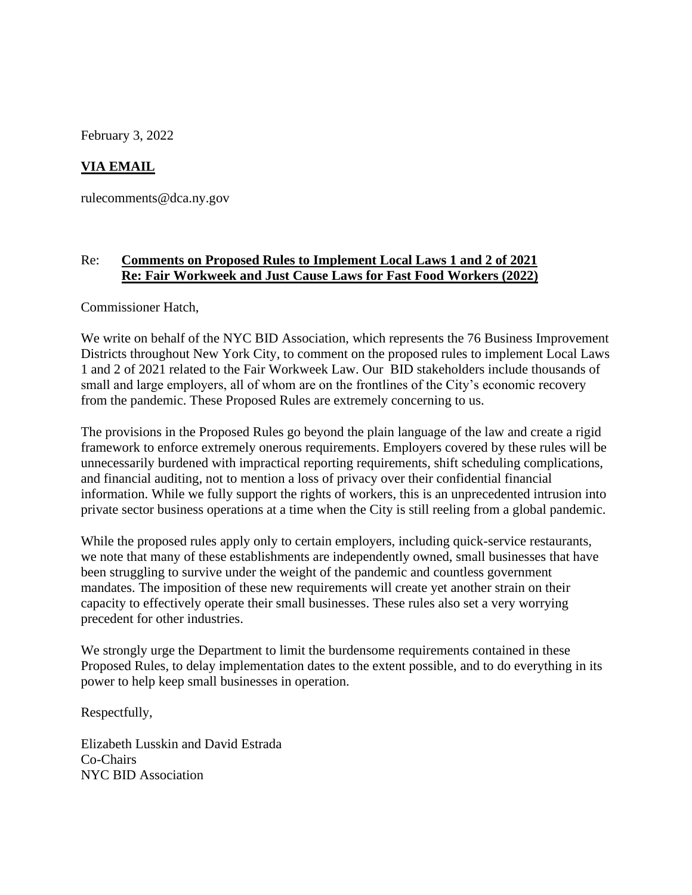February 3, 2022

**VIA EMAIL**

rulecomments@dca.ny.gov

Re: **Comments on Proposed Rules to Implement Local Laws 1 and 2 of 2021**
**Re: Fair Workweek and Just Cause Laws for Fast Food Workers (2022)**

Commissioner Hatch,

We write on behalf of the NYC BID Association, which represents the 76 Business Improvement Districts throughout New York City, to comment on the proposed rules to implement Local Laws 1 and 2 of 2021 related to the Fair Workweek Law. Our BID stakeholders include thousands of small and large employers, all of whom are on the frontlines of the City's economic recovery from the pandemic. These Proposed Rules are extremely concerning to us.

The provisions in the Proposed Rules go beyond the plain language of the law and create a rigid framework to enforce extremely onerous requirements. Employers covered by these rules will be unnecessarily burdened with impractical reporting requirements, shift scheduling complications, and financial auditing, not to mention a loss of privacy over their confidential financial information. While we fully support the rights of workers, this is an unprecedented intrusion into private sector business operations at a time when the City is still reeling from a global pandemic.

While the proposed rules apply only to certain employers, including quick-service restaurants, we note that many of these establishments are independently owned, small businesses that have been struggling to survive under the weight of the pandemic and countless government mandates. The imposition of these new requirements will create yet another strain on their capacity to effectively operate their small businesses. These rules also set a very worrying precedent for other industries.

We strongly urge the Department to limit the burdensome requirements contained in these Proposed Rules, to delay implementation dates to the extent possible, and to do everything in its power to help keep small businesses in operation.

Respectfully,

Elizabeth Lusskin and David Estrada
Co-Chairs
NYC BID Association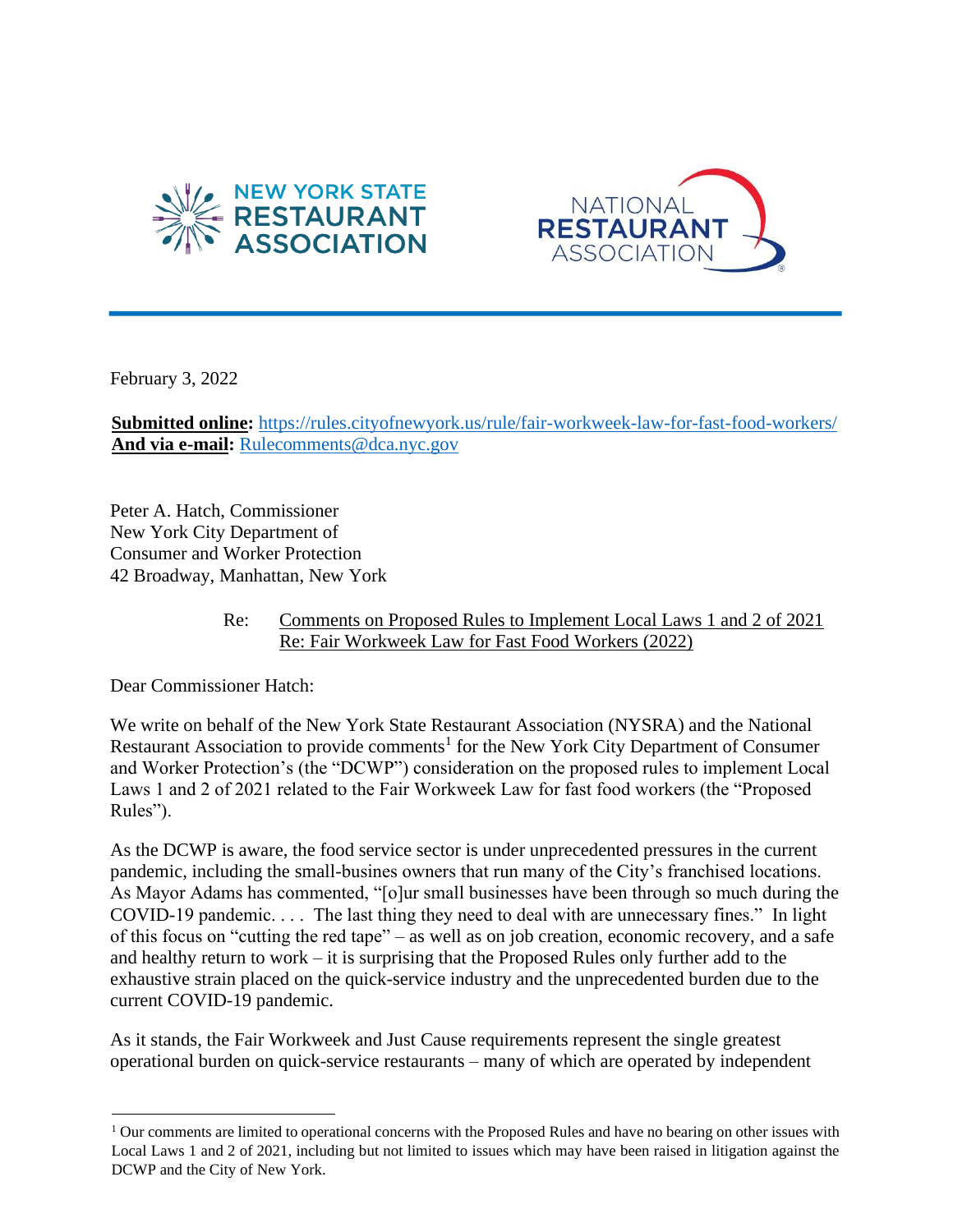NEW YORK STATE RESTAURANT ASSOCIATION

NATIONAL RESTAURANT ASSOCIATION

February 3, 2022

**Submitted online:** https://rules.cityofnewyork.us/rule/fair-workweek-law-for-fast-food-workers/
**And via e-mail:** Rulecomments@dca.nyc.gov

Peter A. Hatch, Commissioner
New York City Department of
Consumer and Worker Protection
42 Broadway, Manhattan, New York

Re: Comments on Proposed Rules to Implement Local Laws 1 and 2 of 2021 Re: Fair Workweek Law for Fast Food Workers (2022)

Dear Commissioner Hatch:

We write on behalf of the New York State Restaurant Association (NYSRA) and the National Restaurant Association to provide comments[1] for the New York City Department of Consumer and Worker Protection's (the "DCWP") consideration on the proposed rules to implement Local Laws 1 and 2 of 2021 related to the Fair Workweek Law for fast food workers (the "Proposed Rules").

As the DCWP is aware, the food service sector is under unprecedented pressures in the current pandemic, including the small-busines owners that run many of the City's franchised locations. As Mayor Adams has commented, "[o]ur small businesses have been through so much during the COVID-19 pandemic. . . . The last thing they need to deal with are unnecessary fines." In light of this focus on "cutting the red tape" – as well as on job creation, economic recovery, and a safe and healthy return to work – it is surprising that the Proposed Rules only further add to the exhaustive strain placed on the quick-service industry and the unprecedented burden due to the current COVID-19 pandemic.

As it stands, the Fair Workweek and Just Cause requirements represent the single greatest operational burden on quick-service restaurants – many of which are operated by independent

[1] Our comments are limited to operational concerns with the Proposed Rules and have no bearing on other issues with Local Laws 1 and 2 of 2021, including but not limited to issues which may have been raised in litigation against the DCWP and the City of New York.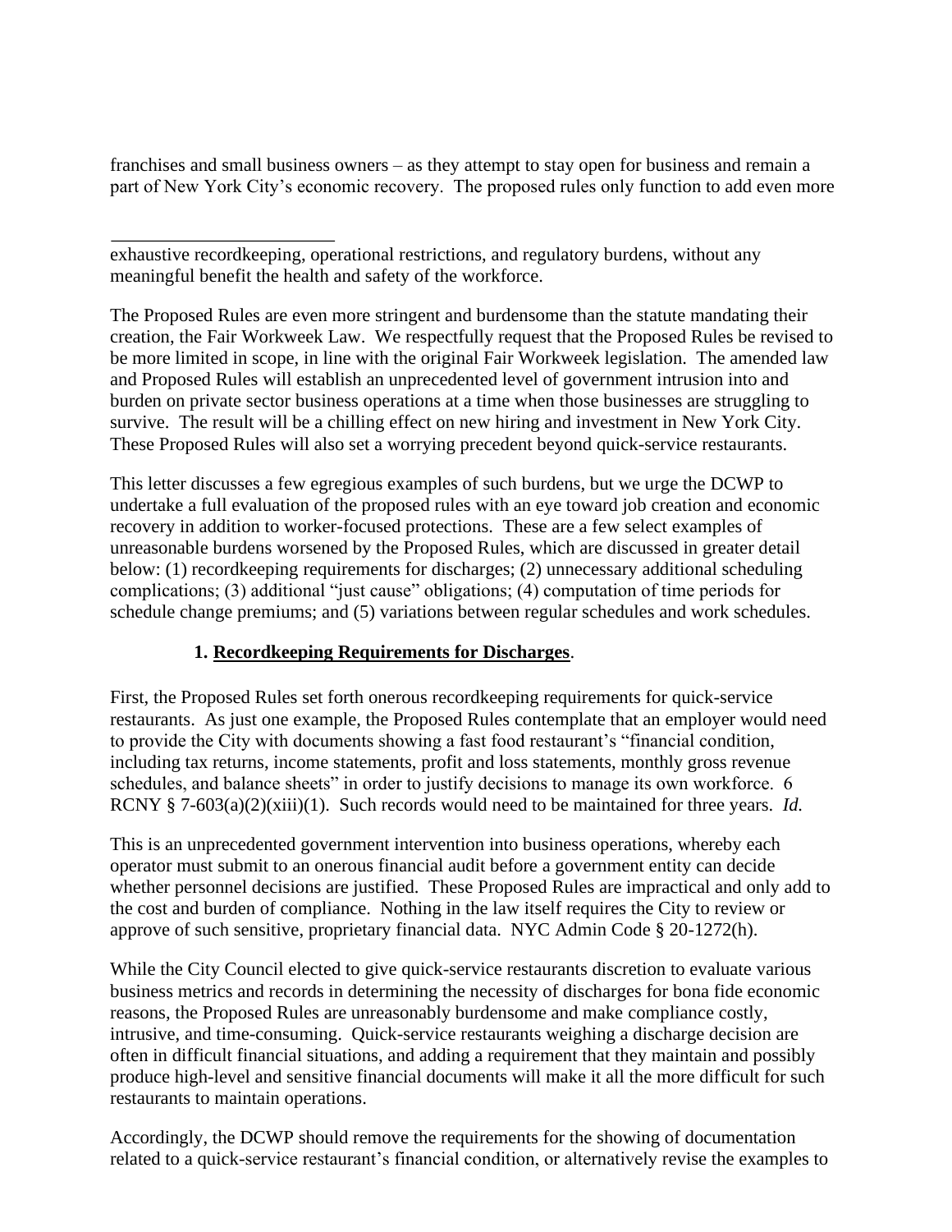franchises and small business owners – as they attempt to stay open for business and remain a part of New York City's economic recovery. The proposed rules only function to add even more

exhaustive recordkeeping, operational restrictions, and regulatory burdens, without any meaningful benefit the health and safety of the workforce.

The Proposed Rules are even more stringent and burdensome than the statute mandating their creation, the Fair Workweek Law. We respectfully request that the Proposed Rules be revised to be more limited in scope, in line with the original Fair Workweek legislation. The amended law and Proposed Rules will establish an unprecedented level of government intrusion into and burden on private sector business operations at a time when those businesses are struggling to survive. The result will be a chilling effect on new hiring and investment in New York City. These Proposed Rules will also set a worrying precedent beyond quick-service restaurants.

This letter discusses a few egregious examples of such burdens, but we urge the DCWP to undertake a full evaluation of the proposed rules with an eye toward job creation and economic recovery in addition to worker-focused protections. These are a few select examples of unreasonable burdens worsened by the Proposed Rules, which are discussed in greater detail below: (1) recordkeeping requirements for discharges; (2) unnecessary additional scheduling complications; (3) additional "just cause" obligations; (4) computation of time periods for schedule change premiums; and (5) variations between regular schedules and work schedules.

### 1. Recordkeeping Requirements for Discharges.

First, the Proposed Rules set forth onerous recordkeeping requirements for quick-service restaurants. As just one example, the Proposed Rules contemplate that an employer would need to provide the City with documents showing a fast food restaurant's "financial condition, including tax returns, income statements, profit and loss statements, monthly gross revenue schedules, and balance sheets" in order to justify decisions to manage its own workforce. 6 RCNY § 7-603(a)(2)(xiii)(1). Such records would need to be maintained for three years. *Id.*

This is an unprecedented government intervention into business operations, whereby each operator must submit to an onerous financial audit before a government entity can decide whether personnel decisions are justified. These Proposed Rules are impractical and only add to the cost and burden of compliance. Nothing in the law itself requires the City to review or approve of such sensitive, proprietary financial data. NYC Admin Code § 20-1272(h).

While the City Council elected to give quick-service restaurants discretion to evaluate various business metrics and records in determining the necessity of discharges for bona fide economic reasons, the Proposed Rules are unreasonably burdensome and make compliance costly, intrusive, and time-consuming. Quick-service restaurants weighing a discharge decision are often in difficult financial situations, and adding a requirement that they maintain and possibly produce high-level and sensitive financial documents will make it all the more difficult for such restaurants to maintain operations.

Accordingly, the DCWP should remove the requirements for the showing of documentation related to a quick-service restaurant's financial condition, or alternatively revise the examples to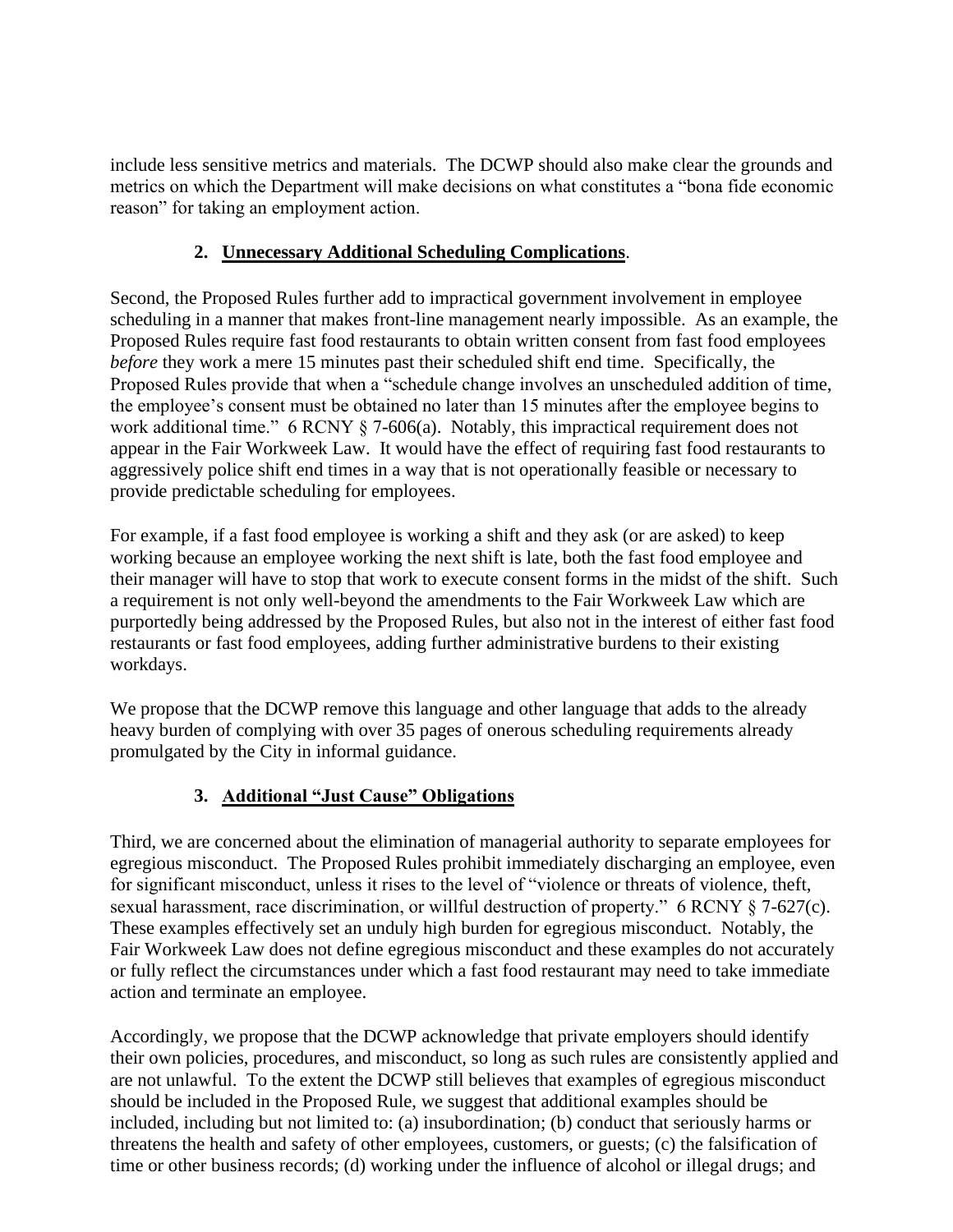include less sensitive metrics and materials. The DCWP should also make clear the grounds and metrics on which the Department will make decisions on what constitutes a "bona fide economic reason" for taking an employment action.

### 2. Unnecessary Additional Scheduling Complications.

Second, the Proposed Rules further add to impractical government involvement in employee scheduling in a manner that makes front-line management nearly impossible. As an example, the Proposed Rules require fast food restaurants to obtain written consent from fast food employees *before* they work a mere 15 minutes past their scheduled shift end time. Specifically, the Proposed Rules provide that when a "schedule change involves an unscheduled addition of time, the employee's consent must be obtained no later than 15 minutes after the employee begins to work additional time." 6 RCNY § 7-606(a). Notably, this impractical requirement does not appear in the Fair Workweek Law. It would have the effect of requiring fast food restaurants to aggressively police shift end times in a way that is not operationally feasible or necessary to provide predictable scheduling for employees.

For example, if a fast food employee is working a shift and they ask (or are asked) to keep working because an employee working the next shift is late, both the fast food employee and their manager will have to stop that work to execute consent forms in the midst of the shift. Such a requirement is not only well-beyond the amendments to the Fair Workweek Law which are purportedly being addressed by the Proposed Rules, but also not in the interest of either fast food restaurants or fast food employees, adding further administrative burdens to their existing workdays.

We propose that the DCWP remove this language and other language that adds to the already heavy burden of complying with over 35 pages of onerous scheduling requirements already promulgated by the City in informal guidance.

### 3. Additional "Just Cause" Obligations

Third, we are concerned about the elimination of managerial authority to separate employees for egregious misconduct. The Proposed Rules prohibit immediately discharging an employee, even for significant misconduct, unless it rises to the level of "violence or threats of violence, theft, sexual harassment, race discrimination, or willful destruction of property." 6 RCNY § 7-627(c). These examples effectively set an unduly high burden for egregious misconduct. Notably, the Fair Workweek Law does not define egregious misconduct and these examples do not accurately or fully reflect the circumstances under which a fast food restaurant may need to take immediate action and terminate an employee.

Accordingly, we propose that the DCWP acknowledge that private employers should identify their own policies, procedures, and misconduct, so long as such rules are consistently applied and are not unlawful. To the extent the DCWP still believes that examples of egregious misconduct should be included in the Proposed Rule, we suggest that additional examples should be included, including but not limited to: (a) insubordination; (b) conduct that seriously harms or threatens the health and safety of other employees, customers, or guests; (c) the falsification of time or other business records; (d) working under the influence of alcohol or illegal drugs; and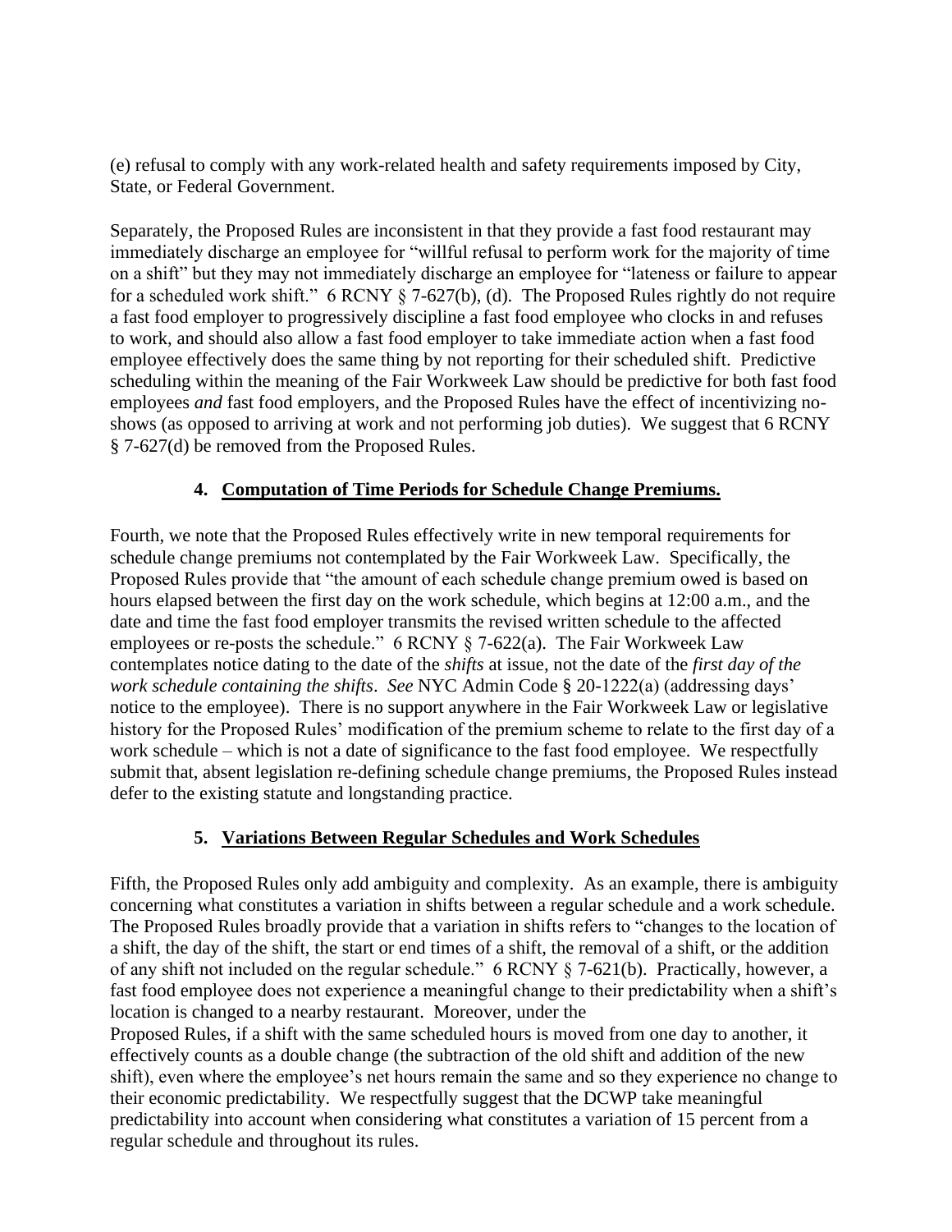(e) refusal to comply with any work-related health and safety requirements imposed by City, State, or Federal Government.

Separately, the Proposed Rules are inconsistent in that they provide a fast food restaurant may immediately discharge an employee for "willful refusal to perform work for the majority of time on a shift" but they may not immediately discharge an employee for "lateness or failure to appear for a scheduled work shift." 6 RCNY § 7-627(b), (d). The Proposed Rules rightly do not require a fast food employer to progressively discipline a fast food employee who clocks in and refuses to work, and should also allow a fast food employer to take immediate action when a fast food employee effectively does the same thing by not reporting for their scheduled shift. Predictive scheduling within the meaning of the Fair Workweek Law should be predictive for both fast food employees *and* fast food employers, and the Proposed Rules have the effect of incentivizing no-shows (as opposed to arriving at work and not performing job duties). We suggest that 6 RCNY § 7-627(d) be removed from the Proposed Rules.

## 4. **Computation of Time Periods for Schedule Change Premiums.**

Fourth, we note that the Proposed Rules effectively write in new temporal requirements for schedule change premiums not contemplated by the Fair Workweek Law. Specifically, the Proposed Rules provide that "the amount of each schedule change premium owed is based on hours elapsed between the first day on the work schedule, which begins at 12:00 a.m., and the date and time the fast food employer transmits the revised written schedule to the affected employees or re-posts the schedule." 6 RCNY § 7-622(a). The Fair Workweek Law contemplates notice dating to the date of the *shifts* at issue, not the date of the *first day of the work schedule containing the shifts*. *See* NYC Admin Code § 20-1222(a) (addressing days' notice to the employee). There is no support anywhere in the Fair Workweek Law or legislative history for the Proposed Rules' modification of the premium scheme to relate to the first day of a work schedule – which is not a date of significance to the fast food employee. We respectfully submit that, absent legislation re-defining schedule change premiums, the Proposed Rules instead defer to the existing statute and longstanding practice.

## 5. **Variations Between Regular Schedules and Work Schedules**

Fifth, the Proposed Rules only add ambiguity and complexity. As an example, there is ambiguity concerning what constitutes a variation in shifts between a regular schedule and a work schedule. The Proposed Rules broadly provide that a variation in shifts refers to "changes to the location of a shift, the day of the shift, the start or end times of a shift, the removal of a shift, or the addition of any shift not included on the regular schedule." 6 RCNY § 7-621(b). Practically, however, a fast food employee does not experience a meaningful change to their predictability when a shift's location is changed to a nearby restaurant. Moreover, under the Proposed Rules, if a shift with the same scheduled hours is moved from one day to another, it effectively counts as a double change (the subtraction of the old shift and addition of the new shift), even where the employee's net hours remain the same and so they experience no change to their economic predictability. We respectfully suggest that the DCWP take meaningful predictability into account when considering what constitutes a variation of 15 percent from a regular schedule and throughout its rules.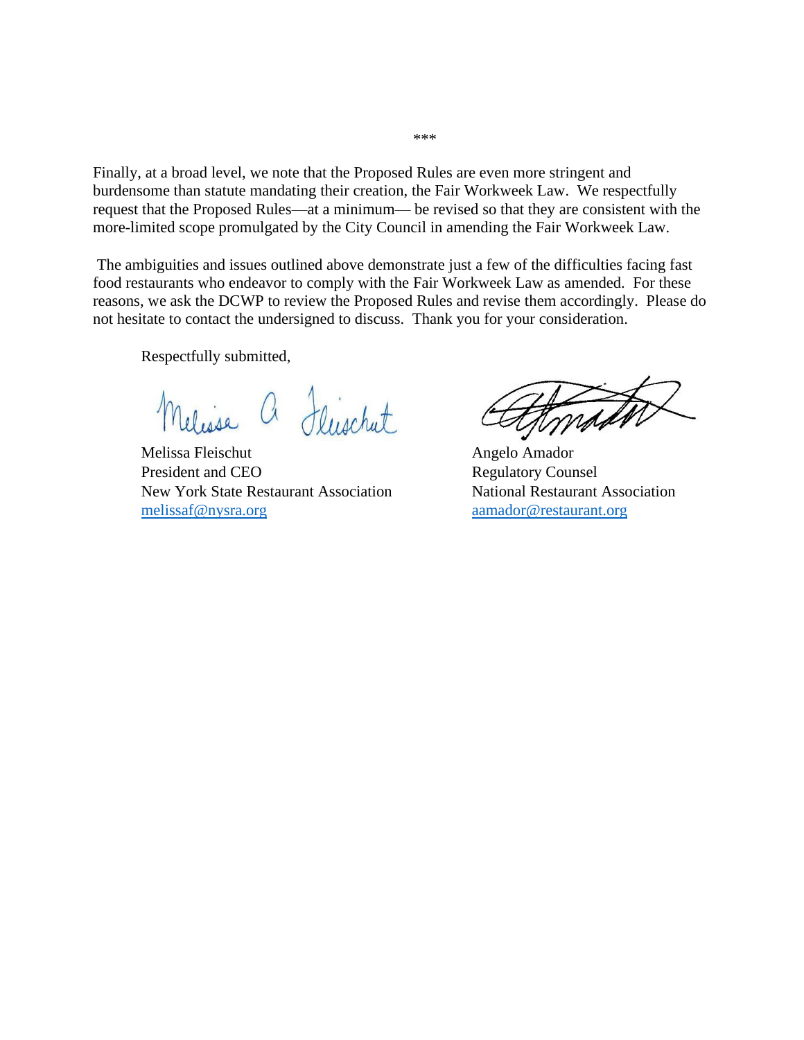\*\*\*

Finally, at a broad level, we note that the Proposed Rules are even more stringent and burdensome than statute mandating their creation, the Fair Workweek Law. We respectfully request that the Proposed Rules—at a minimum— be revised so that they are consistent with the more-limited scope promulgated by the City Council in amending the Fair Workweek Law.

The ambiguities and issues outlined above demonstrate just a few of the difficulties facing fast food restaurants who endeavor to comply with the Fair Workweek Law as amended. For these reasons, we ask the DCWP to review the Proposed Rules and revise them accordingly. Please do not hesitate to contact the undersigned to discuss. Thank you for your consideration.

Respectfully submitted,

Melissa Fleischut
President and CEO
New York State Restaurant Association
melissaf@nysra.org

Angelo Amador
Regulatory Counsel
National Restaurant Association
aamador@restaurant.org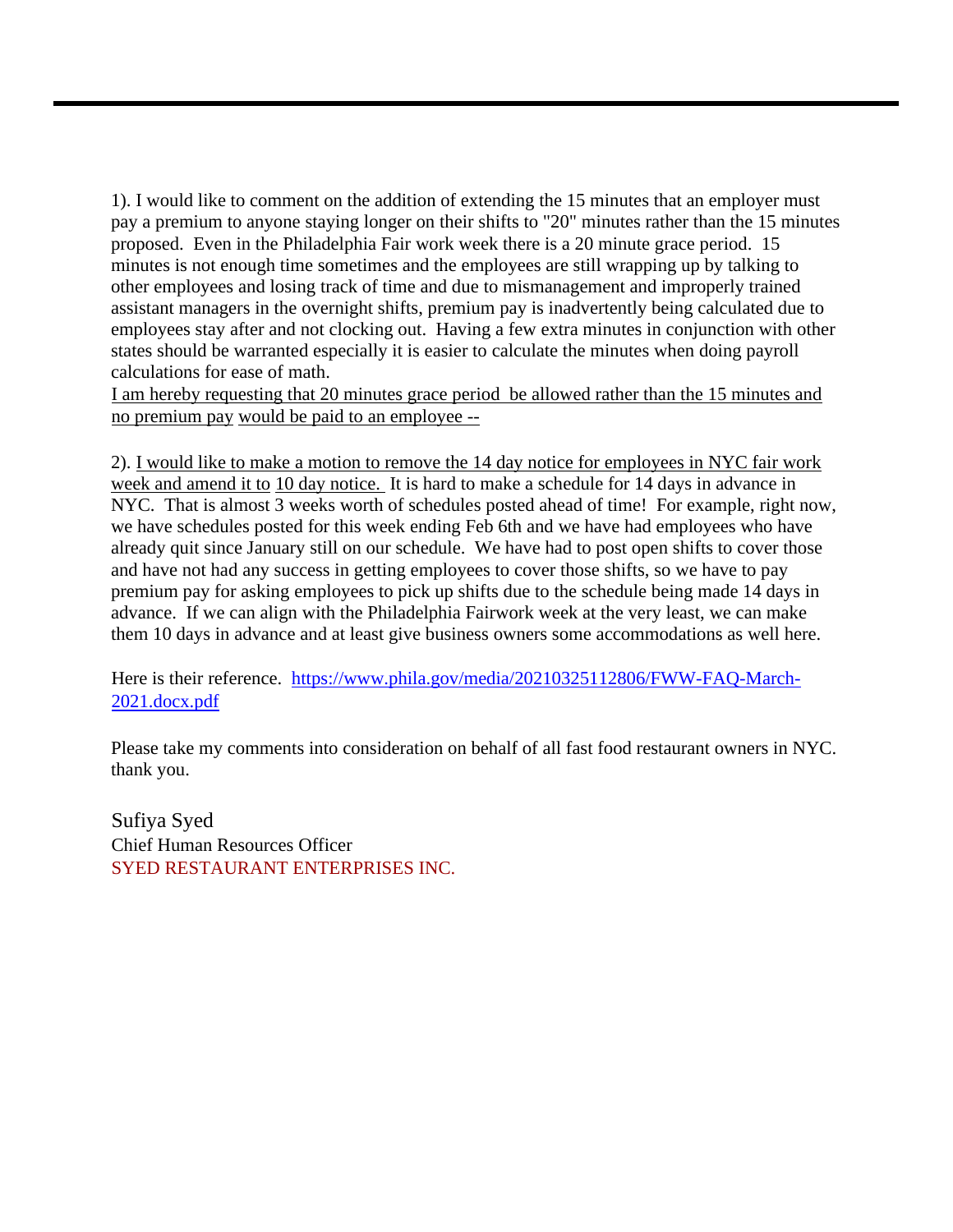1). I would like to comment on the addition of extending the 15 minutes that an employer must pay a premium to anyone staying longer on their shifts to "20" minutes rather than the 15 minutes proposed.  Even in the Philadelphia Fair work week there is a 20 minute grace period.  15 minutes is not enough time sometimes and the employees are still wrapping up by talking to other employees and losing track of time and due to mismanagement and improperly trained assistant managers in the overnight shifts, premium pay is inadvertently being calculated due to employees stay after and not clocking out.  Having a few extra minutes in conjunction with other states should be warranted especially it is easier to calculate the minutes when doing payroll calculations for ease of math.

I am hereby requesting that 20 minutes grace period  be allowed rather than the 15 minutes and no premium pay would be paid to an employee --

2). I would like to make a motion to remove the 14 day notice for employees in NYC fair work week and amend it to 10 day notice.  It is hard to make a schedule for 14 days in advance in NYC.  That is almost 3 weeks worth of schedules posted ahead of time!  For example, right now, we have schedules posted for this week ending Feb 6th and we have had employees who have already quit since January still on our schedule.  We have had to post open shifts to cover those and have not had any success in getting employees to cover those shifts, so we have to pay premium pay for asking employees to pick up shifts due to the schedule being made 14 days in advance.  If we can align with the Philadelphia Fairwork week at the very least, we can make them 10 days in advance and at least give business owners some accommodations as well here.

Here is their reference.  https://www.phila.gov/media/20210325112806/FWW-FAQ-March-2021.docx.pdf

Please take my comments into consideration on behalf of all fast food restaurant owners in NYC. thank you.

Sufiya Syed
Chief Human Resources Officer
SYED RESTAURANT ENTERPRISES INC.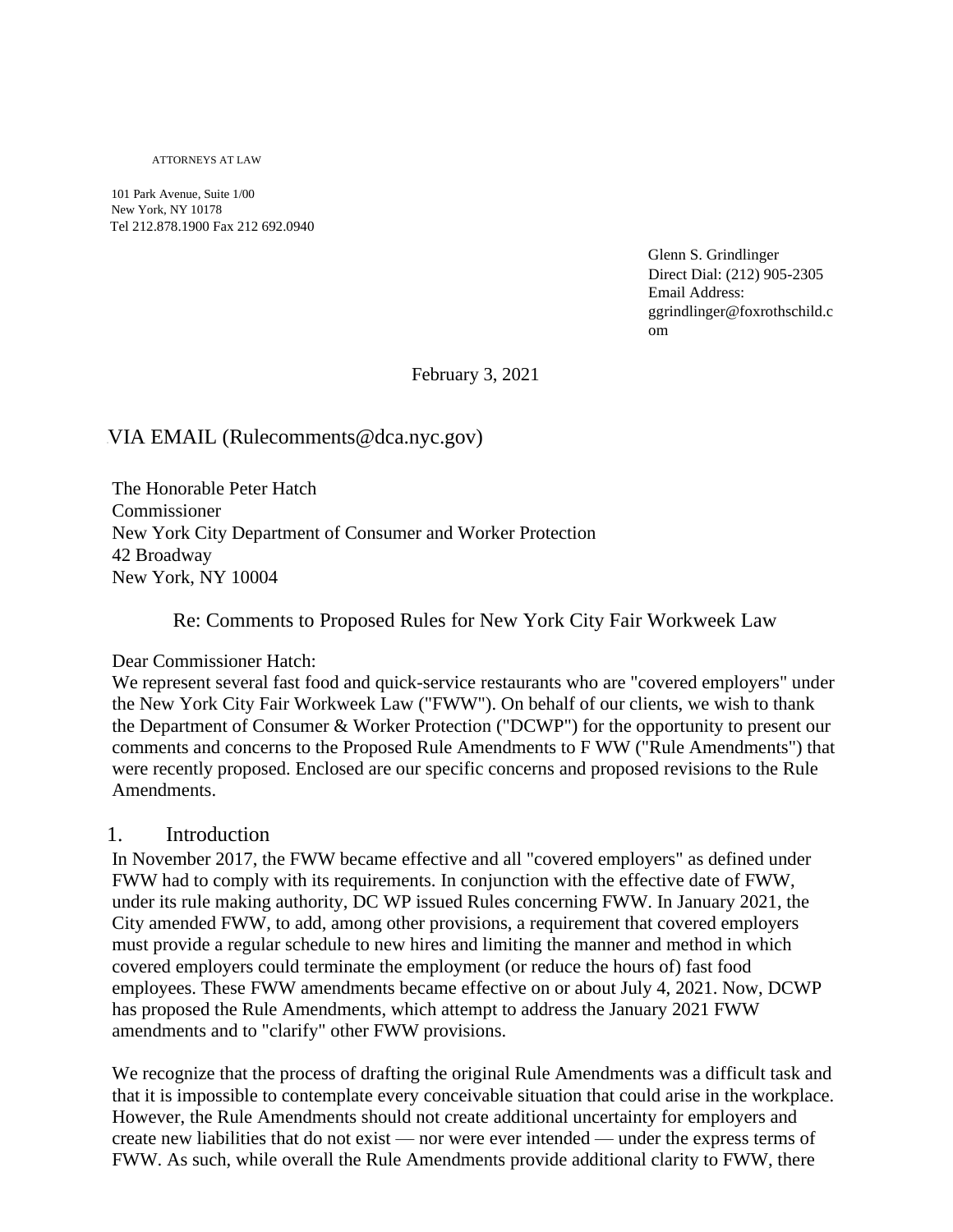ATTORNEYS AT LAW

101 Park Avenue, Suite 1/00
New York, NY 10178
Tel 212.878.1900 Fax 212 692.0940

Glenn S. Grindlinger
Direct Dial: (212) 905-2305
Email Address:
ggrindlinger@foxrothschild.com

February 3, 2021

VIA EMAIL (Rulecomments@dca.nyc.gov)

The Honorable Peter Hatch
Commissioner
New York City Department of Consumer and Worker Protection
42 Broadway
New York, NY 10004

Re: Comments to Proposed Rules for New York City Fair Workweek Law

Dear Commissioner Hatch:

We represent several fast food and quick-service restaurants who are "covered employers" under the New York City Fair Workweek Law ("FWW"). On behalf of our clients, we wish to thank the Department of Consumer & Worker Protection ("DCWP") for the opportunity to present our comments and concerns to the Proposed Rule Amendments to F WW ("Rule Amendments") that were recently proposed. Enclosed are our specific concerns and proposed revisions to the Rule Amendments.

## 1. Introduction

In November 2017, the FWW became effective and all "covered employers" as defined under FWW had to comply with its requirements. In conjunction with the effective date of FWW, under its rule making authority, DC WP issued Rules concerning FWW. In January 2021, the City amended FWW, to add, among other provisions, a requirement that covered employers must provide a regular schedule to new hires and limiting the manner and method in which covered employers could terminate the employment (or reduce the hours of) fast food employees. These FWW amendments became effective on or about July 4, 2021. Now, DCWP has proposed the Rule Amendments, which attempt to address the January 2021 FWW amendments and to "clarify" other FWW provisions.

We recognize that the process of drafting the original Rule Amendments was a difficult task and that it is impossible to contemplate every conceivable situation that could arise in the workplace. However, the Rule Amendments should not create additional uncertainty for employers and create new liabilities that do not exist — nor were ever intended — under the express terms of FWW. As such, while overall the Rule Amendments provide additional clarity to FWW, there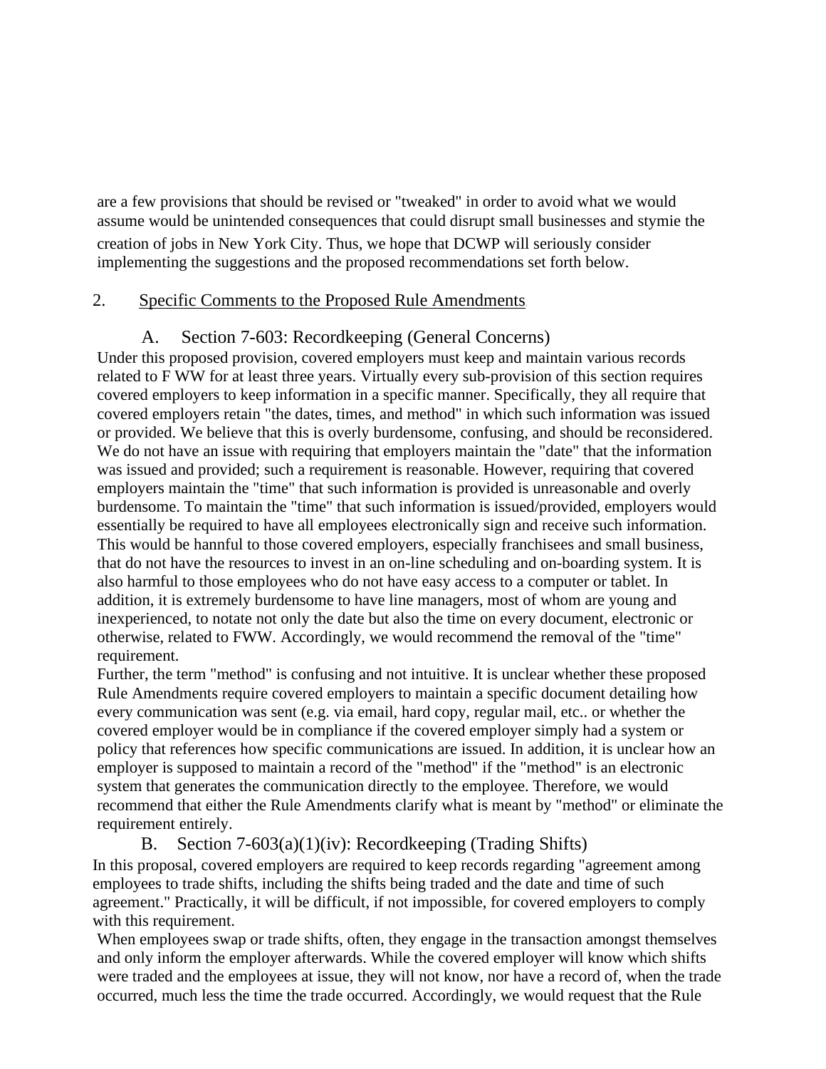are a few provisions that should be revised or "tweaked" in order to avoid what we would assume would be unintended consequences that could disrupt small businesses and stymie the creation of jobs in New York City. Thus, we hope that DCWP will seriously consider implementing the suggestions and the proposed recommendations set forth below.

## 2. Specific Comments to the Proposed Rule Amendments

### A. Section 7-603: Recordkeeping (General Concerns)

Under this proposed provision, covered employers must keep and maintain various records related to F WW for at least three years. Virtually every sub-provision of this section requires covered employers to keep information in a specific manner. Specifically, they all require that covered employers retain "the dates, times, and method" in which such information was issued or provided. We believe that this is overly burdensome, confusing, and should be reconsidered. We do not have an issue with requiring that employers maintain the "date" that the information was issued and provided; such a requirement is reasonable. However, requiring that covered employers maintain the "time" that such information is provided is unreasonable and overly burdensome. To maintain the "time" that such information is issued/provided, employers would essentially be required to have all employees electronically sign and receive such information. This would be hannful to those covered employers, especially franchisees and small business, that do not have the resources to invest in an on-line scheduling and on-boarding system. It is also harmful to those employees who do not have easy access to a computer or tablet. In addition, it is extremely burdensome to have line managers, most of whom are young and inexperienced, to notate not only the date but also the time on every document, electronic or otherwise, related to FWW. Accordingly, we would recommend the removal of the "time" requirement.

Further, the term "method" is confusing and not intuitive. It is unclear whether these proposed Rule Amendments require covered employers to maintain a specific document detailing how every communication was sent (e.g. via email, hard copy, regular mail, etc.. or whether the covered employer would be in compliance if the covered employer simply had a system or policy that references how specific communications are issued. In addition, it is unclear how an employer is supposed to maintain a record of the "method" if the "method" is an electronic system that generates the communication directly to the employee. Therefore, we would recommend that either the Rule Amendments clarify what is meant by "method" or eliminate the requirement entirely.

### B. Section 7-603(a)(1)(iv): Recordkeeping (Trading Shifts)

In this proposal, covered employers are required to keep records regarding "agreement among employees to trade shifts, including the shifts being traded and the date and time of such agreement." Practically, it will be difficult, if not impossible, for covered employers to comply with this requirement.

When employees swap or trade shifts, often, they engage in the transaction amongst themselves and only inform the employer afterwards. While the covered employer will know which shifts were traded and the employees at issue, they will not know, nor have a record of, when the trade occurred, much less the time the trade occurred. Accordingly, we would request that the Rule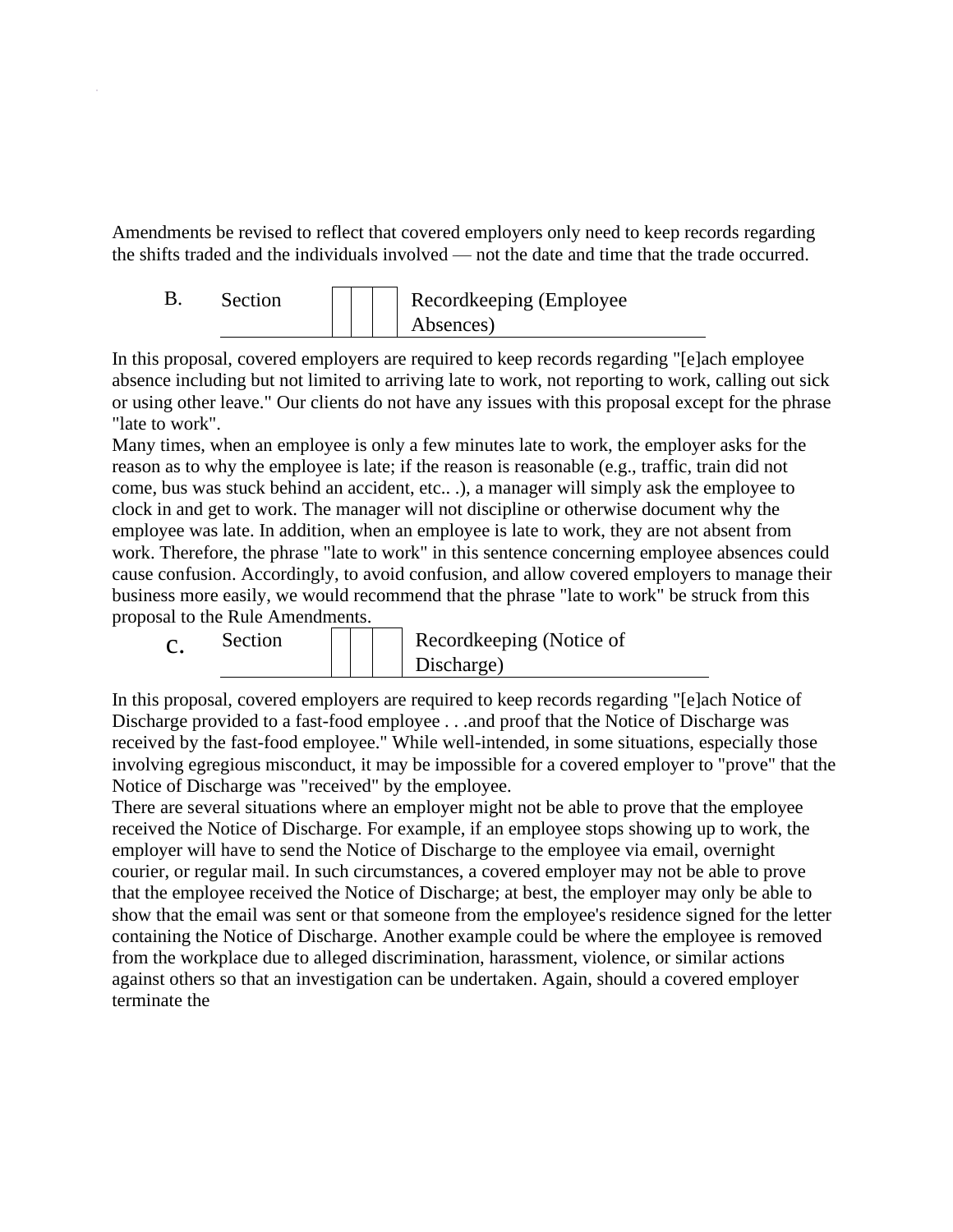Amendments be revised to reflect that covered employers only need to keep records regarding the shifts traded and the individuals involved — not the date and time that the trade occurred.

### B. Section Recordkeeping (Employee Absences)

In this proposal, covered employers are required to keep records regarding "[e]ach employee absence including but not limited to arriving late to work, not reporting to work, calling out sick or using other leave." Our clients do not have any issues with this proposal except for the phrase "late to work".

Many times, when an employee is only a few minutes late to work, the employer asks for the reason as to why the employee is late; if the reason is reasonable (e.g., traffic, train did not come, bus was stuck behind an accident, etc.. .), a manager will simply ask the employee to clock in and get to work. The manager will not discipline or otherwise document why the employee was late. In addition, when an employee is late to work, they are not absent from work. Therefore, the phrase "late to work" in this sentence concerning employee absences could cause confusion. Accordingly, to avoid confusion, and allow covered employers to manage their business more easily, we would recommend that the phrase "late to work" be struck from this proposal to the Rule Amendments.

### C. Section Recordkeeping (Notice of Discharge)

In this proposal, covered employers are required to keep records regarding "[e]ach Notice of Discharge provided to a fast-food employee . . .and proof that the Notice of Discharge was received by the fast-food employee." While well-intended, in some situations, especially those involving egregious misconduct, it may be impossible for a covered employer to "prove" that the Notice of Discharge was "received" by the employee.

There are several situations where an employer might not be able to prove that the employee received the Notice of Discharge. For example, if an employee stops showing up to work, the employer will have to send the Notice of Discharge to the employee via email, overnight courier, or regular mail. In such circumstances, a covered employer may not be able to prove that the employee received the Notice of Discharge; at best, the employer may only be able to show that the email was sent or that someone from the employee's residence signed for the letter containing the Notice of Discharge. Another example could be where the employee is removed from the workplace due to alleged discrimination, harassment, violence, or similar actions against others so that an investigation can be undertaken. Again, should a covered employer terminate the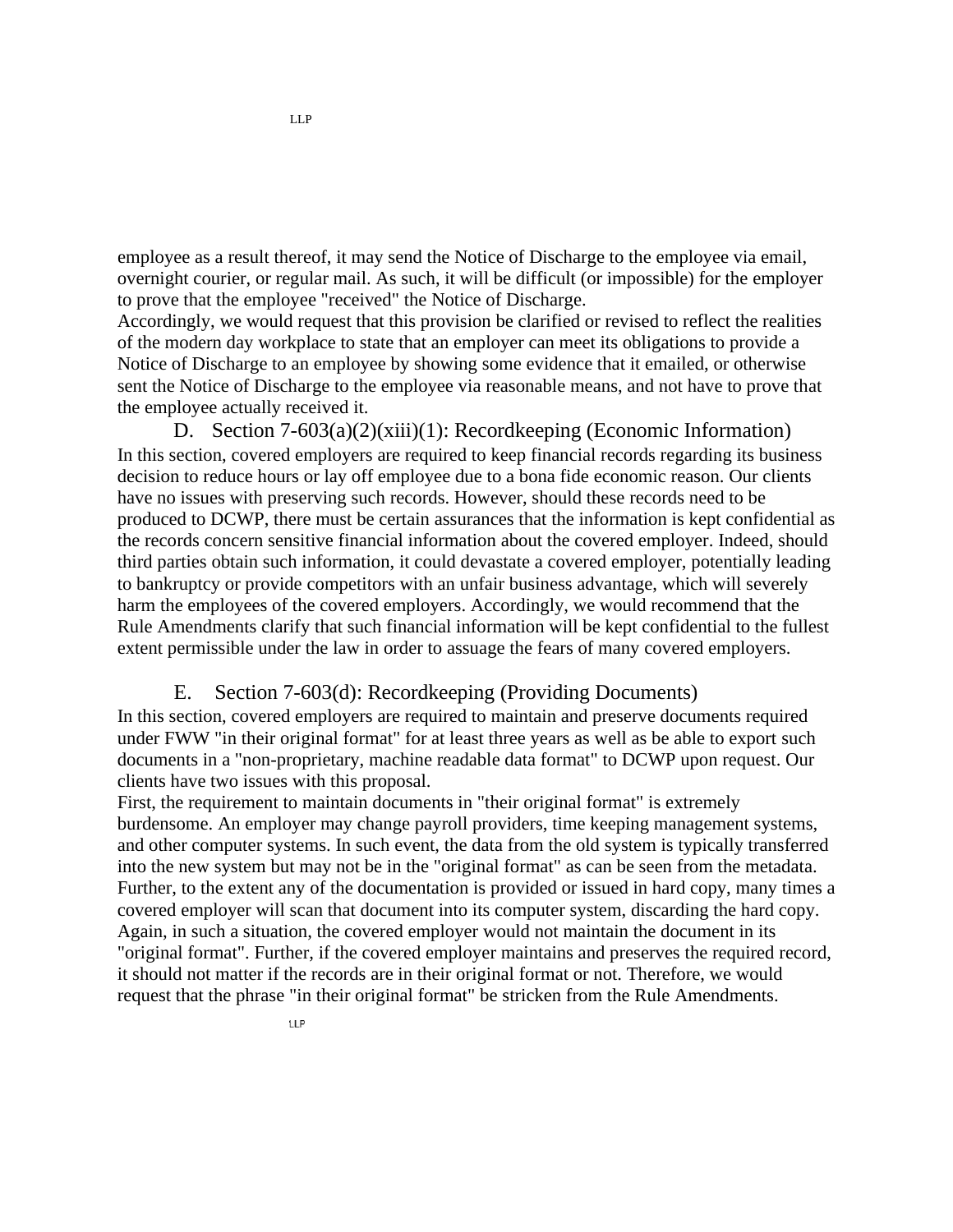employee as a result thereof, it may send the Notice of Discharge to the employee via email, overnight courier, or regular mail. As such, it will be difficult (or impossible) for the employer to prove that the employee "received" the Notice of Discharge.

Accordingly, we would request that this provision be clarified or revised to reflect the realities of the modern day workplace to state that an employer can meet its obligations to provide a Notice of Discharge to an employee by showing some evidence that it emailed, or otherwise sent the Notice of Discharge to the employee via reasonable means, and not have to prove that the employee actually received it.

### D. Section 7-603(a)(2)(xiii)(1): Recordkeeping (Economic Information)

In this section, covered employers are required to keep financial records regarding its business decision to reduce hours or lay off employee due to a bona fide economic reason. Our clients have no issues with preserving such records. However, should these records need to be produced to DCWP, there must be certain assurances that the information is kept confidential as the records concern sensitive financial information about the covered employer. Indeed, should third parties obtain such information, it could devastate a covered employer, potentially leading to bankruptcy or provide competitors with an unfair business advantage, which will severely harm the employees of the covered employers. Accordingly, we would recommend that the Rule Amendments clarify that such financial information will be kept confidential to the fullest extent permissible under the law in order to assuage the fears of many covered employers.

### E. Section 7-603(d): Recordkeeping (Providing Documents)

In this section, covered employers are required to maintain and preserve documents required under FWW "in their original format" for at least three years as well as be able to export such documents in a "non-proprietary, machine readable data format" to DCWP upon request. Our clients have two issues with this proposal.

First, the requirement to maintain documents in "their original format" is extremely burdensome. An employer may change payroll providers, time keeping management systems, and other computer systems. In such event, the data from the old system is typically transferred into the new system but may not be in the "original format" as can be seen from the metadata. Further, to the extent any of the documentation is provided or issued in hard copy, many times a covered employer will scan that document into its computer system, discarding the hard copy. Again, in such a situation, the covered employer would not maintain the document in its "original format". Further, if the covered employer maintains and preserves the required record, it should not matter if the records are in their original format or not. Therefore, we would request that the phrase "in their original format" be stricken from the Rule Amendments.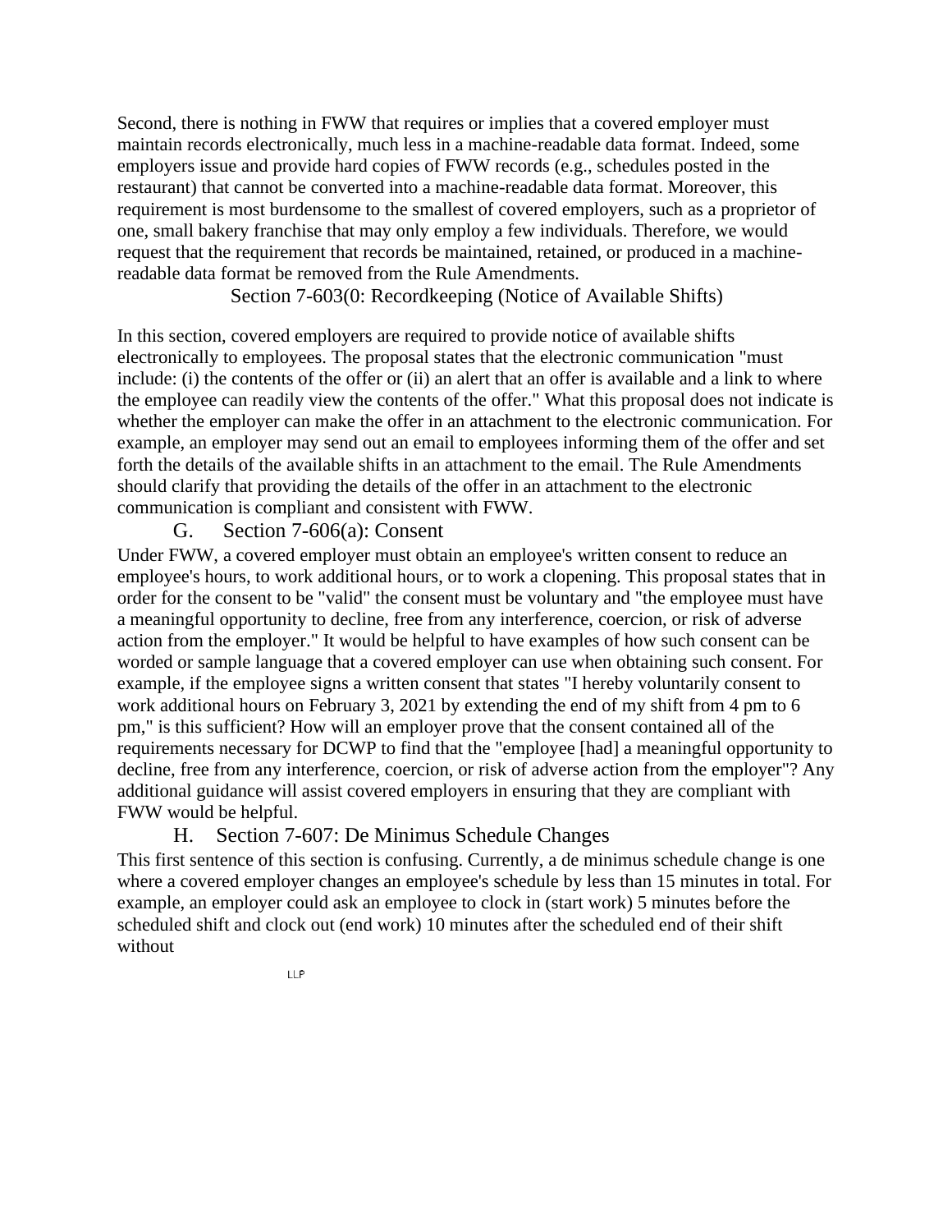Second, there is nothing in FWW that requires or implies that a covered employer must maintain records electronically, much less in a machine-readable data format. Indeed, some employers issue and provide hard copies of FWW records (e.g., schedules posted in the restaurant) that cannot be converted into a machine-readable data format. Moreover, this requirement is most burdensome to the smallest of covered employers, such as a proprietor of one, small bakery franchise that may only employ a few individuals. Therefore, we would request that the requirement that records be maintained, retained, or produced in a machine-readable data format be removed from the Rule Amendments.

### Section 7-603(0: Recordkeeping (Notice of Available Shifts)

In this section, covered employers are required to provide notice of available shifts electronically to employees. The proposal states that the electronic communication "must include: (i) the contents of the offer or (ii) an alert that an offer is available and a link to where the employee can readily view the contents of the offer." What this proposal does not indicate is whether the employer can make the offer in an attachment to the electronic communication. For example, an employer may send out an email to employees informing them of the offer and set forth the details of the available shifts in an attachment to the email. The Rule Amendments should clarify that providing the details of the offer in an attachment to the electronic communication is compliant and consistent with FWW.

### G. Section 7-606(a): Consent

Under FWW, a covered employer must obtain an employee's written consent to reduce an employee's hours, to work additional hours, or to work a clopening. This proposal states that in order for the consent to be "valid" the consent must be voluntary and "the employee must have a meaningful opportunity to decline, free from any interference, coercion, or risk of adverse action from the employer." It would be helpful to have examples of how such consent can be worded or sample language that a covered employer can use when obtaining such consent. For example, if the employee signs a written consent that states "I hereby voluntarily consent to work additional hours on February 3, 2021 by extending the end of my shift from 4 pm to 6 pm," is this sufficient? How will an employer prove that the consent contained all of the requirements necessary for DCWP to find that the "employee [had] a meaningful opportunity to decline, free from any interference, coercion, or risk of adverse action from the employer"? Any additional guidance will assist covered employers in ensuring that they are compliant with FWW would be helpful.

### H. Section 7-607: De Minimus Schedule Changes

This first sentence of this section is confusing. Currently, a de minimus schedule change is one where a covered employer changes an employee's schedule by less than 15 minutes in total. For example, an employer could ask an employee to clock in (start work) 5 minutes before the scheduled shift and clock out (end work) 10 minutes after the scheduled end of their shift without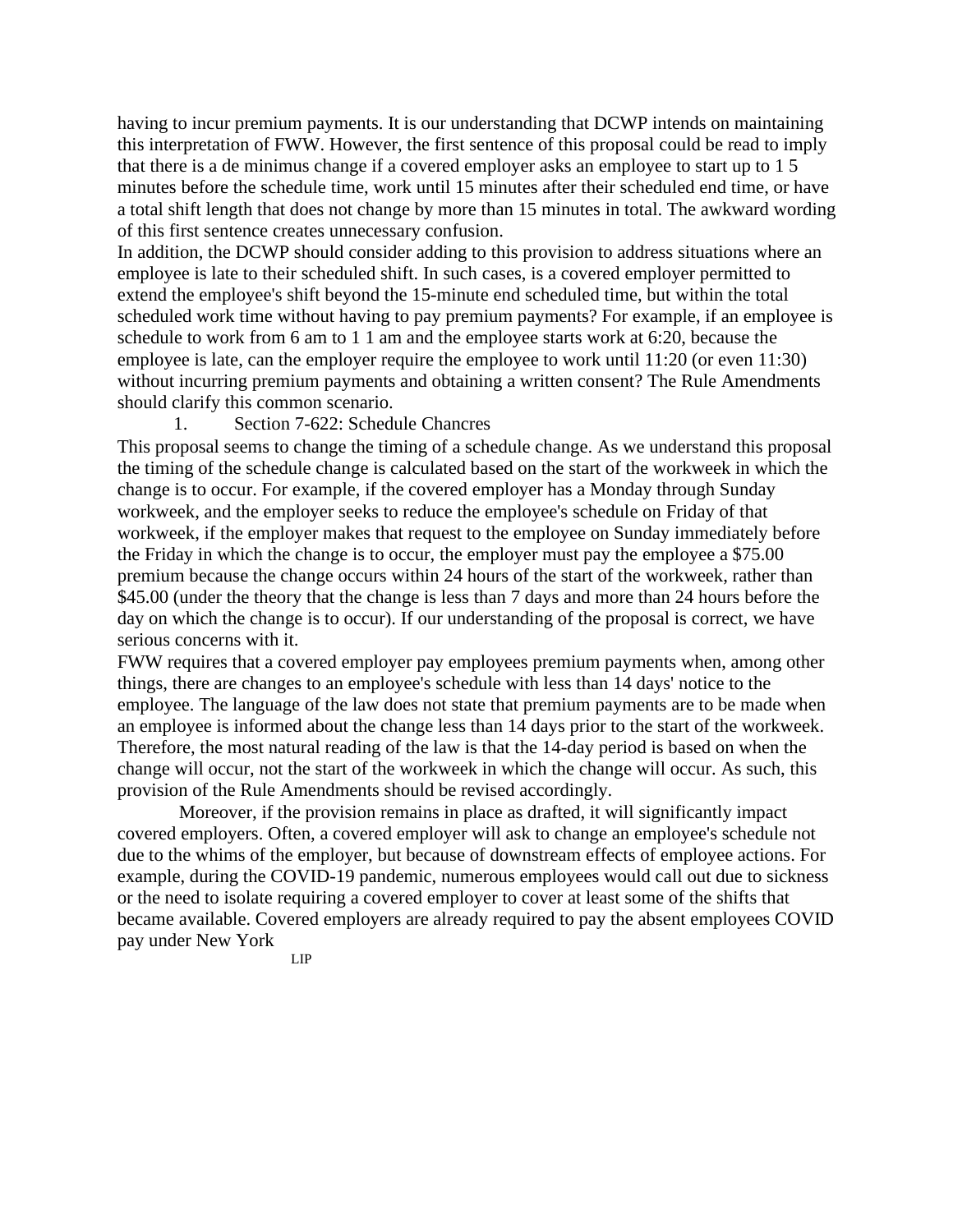having to incur premium payments. It is our understanding that DCWP intends on maintaining this interpretation of FWW. However, the first sentence of this proposal could be read to imply that there is a de minimus change if a covered employer asks an employee to start up to 1 5 minutes before the schedule time, work until 15 minutes after their scheduled end time, or have a total shift length that does not change by more than 15 minutes in total. The awkward wording of this first sentence creates unnecessary confusion.

In addition, the DCWP should consider adding to this provision to address situations where an employee is late to their scheduled shift. In such cases, is a covered employer permitted to extend the employee's shift beyond the 15-minute end scheduled time, but within the total scheduled work time without having to pay premium payments? For example, if an employee is schedule to work from 6 am to 1 1 am and the employee starts work at 6:20, because the employee is late, can the employer require the employee to work until 11:20 (or even 11:30) without incurring premium payments and obtaining a written consent? The Rule Amendments should clarify this common scenario.

1. Section 7-622: Schedule Chancres

This proposal seems to change the timing of a schedule change. As we understand this proposal the timing of the schedule change is calculated based on the start of the workweek in which the change is to occur. For example, if the covered employer has a Monday through Sunday workweek, and the employer seeks to reduce the employee's schedule on Friday of that workweek, if the employer makes that request to the employee on Sunday immediately before the Friday in which the change is to occur, the employer must pay the employee a $75.00 premium because the change occurs within 24 hours of the start of the workweek, rather than $45.00 (under the theory that the change is less than 7 days and more than 24 hours before the day on which the change is to occur). If our understanding of the proposal is correct, we have serious concerns with it.

FWW requires that a covered employer pay employees premium payments when, among other things, there are changes to an employee's schedule with less than 14 days' notice to the employee. The language of the law does not state that premium payments are to be made when an employee is informed about the change less than 14 days prior to the start of the workweek. Therefore, the most natural reading of the law is that the 14-day period is based on when the change will occur, not the start of the workweek in which the change will occur. As such, this provision of the Rule Amendments should be revised accordingly.

Moreover, if the provision remains in place as drafted, it will significantly impact covered employers. Often, a covered employer will ask to change an employee's schedule not due to the whims of the employer, but because of downstream effects of employee actions. For example, during the COVID-19 pandemic, numerous employees would call out due to sickness or the need to isolate requiring a covered employer to cover at least some of the shifts that became available. Covered employers are already required to pay the absent employees COVID pay under New York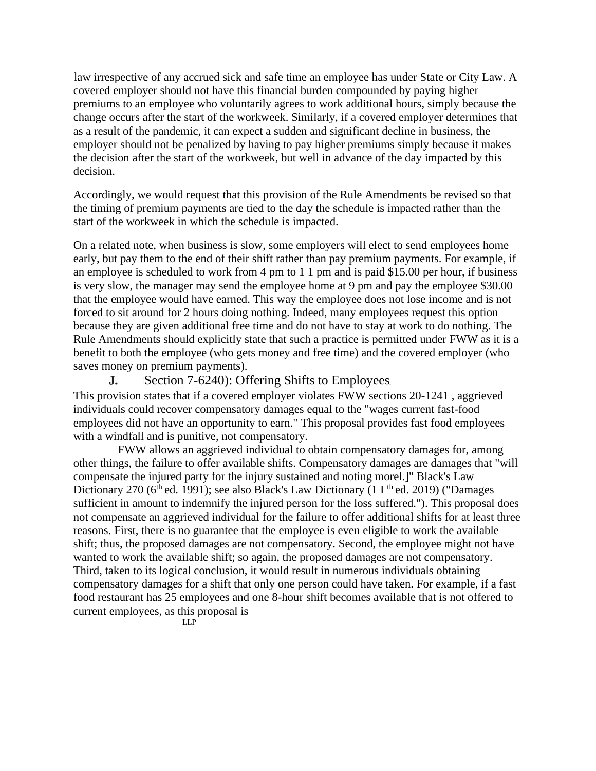law irrespective of any accrued sick and safe time an employee has under State or City Law. A covered employer should not have this financial burden compounded by paying higher premiums to an employee who voluntarily agrees to work additional hours, simply because the change occurs after the start of the workweek. Similarly, if a covered employer determines that as a result of the pandemic, it can expect a sudden and significant decline in business, the employer should not be penalized by having to pay higher premiums simply because it makes the decision after the start of the workweek, but well in advance of the day impacted by this decision.

Accordingly, we would request that this provision of the Rule Amendments be revised so that the timing of premium payments are tied to the day the schedule is impacted rather than the start of the workweek in which the schedule is impacted.

On a related note, when business is slow, some employers will elect to send employees home early, but pay them to the end of their shift rather than pay premium payments. For example, if an employee is scheduled to work from 4 pm to 1 1 pm and is paid $15.00 per hour, if business is very slow, the manager may send the employee home at 9 pm and pay the employee $30.00 that the employee would have earned. This way the employee does not lose income and is not forced to sit around for 2 hours doing nothing. Indeed, many employees request this option because they are given additional free time and do not have to stay at work to do nothing. The Rule Amendments should explicitly state that such a practice is permitted under FWW as it is a benefit to both the employee (who gets money and free time) and the covered employer (who saves money on premium payments).

## J. Section 7-6240): Offering Shifts to Employees

This provision states that if a covered employer violates FWW sections 20-1241 , aggrieved individuals could recover compensatory damages equal to the "wages current fast-food employees did not have an opportunity to earn." This proposal provides fast food employees with a windfall and is punitive, not compensatory.

FWW allows an aggrieved individual to obtain compensatory damages for, among other things, the failure to offer available shifts. Compensatory damages are damages that "will compensate the injured party for the injury sustained and noting morel.]" Black's Law Dictionary 270 (6th ed. 1991); see also Black's Law Dictionary (1 I th ed. 2019) ("Damages sufficient in amount to indemnify the injured person for the loss suffered."). This proposal does not compensate an aggrieved individual for the failure to offer additional shifts for at least three reasons. First, there is no guarantee that the employee is even eligible to work the available shift; thus, the proposed damages are not compensatory. Second, the employee might not have wanted to work the available shift; so again, the proposed damages are not compensatory. Third, taken to its logical conclusion, it would result in numerous individuals obtaining compensatory damages for a shift that only one person could have taken. For example, if a fast food restaurant has 25 employees and one 8-hour shift becomes available that is not offered to current employees, as this proposal is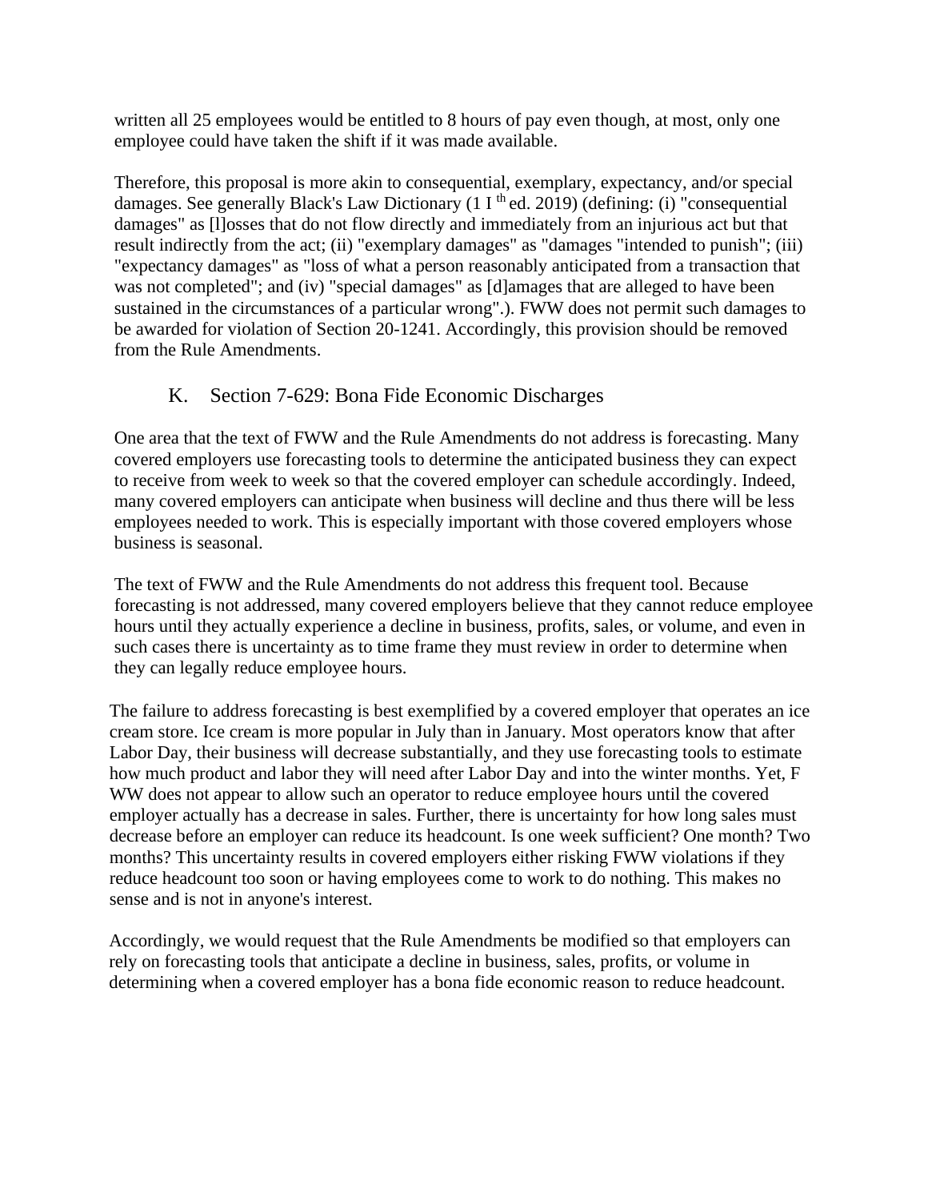written all 25 employees would be entitled to 8 hours of pay even though, at most, only one employee could have taken the shift if it was made available.

Therefore, this proposal is more akin to consequential, exemplary, expectancy, and/or special damages. See generally Black's Law Dictionary (1 I th ed. 2019) (defining: (i) "consequential damages" as [l]osses that do not flow directly and immediately from an injurious act but that result indirectly from the act; (ii) "exemplary damages" as "damages "intended to punish"; (iii) "expectancy damages" as "loss of what a person reasonably anticipated from a transaction that was not completed"; and (iv) "special damages" as [d]amages that are alleged to have been sustained in the circumstances of a particular wrong".). FWW does not permit such damages to be awarded for violation of Section 20-1241. Accordingly, this provision should be removed from the Rule Amendments.

## K. Section 7-629: Bona Fide Economic Discharges

One area that the text of FWW and the Rule Amendments do not address is forecasting. Many covered employers use forecasting tools to determine the anticipated business they can expect to receive from week to week so that the covered employer can schedule accordingly. Indeed, many covered employers can anticipate when business will decline and thus there will be less employees needed to work. This is especially important with those covered employers whose business is seasonal.

The text of FWW and the Rule Amendments do not address this frequent tool. Because forecasting is not addressed, many covered employers believe that they cannot reduce employee hours until they actually experience a decline in business, profits, sales, or volume, and even in such cases there is uncertainty as to time frame they must review in order to determine when they can legally reduce employee hours.

The failure to address forecasting is best exemplified by a covered employer that operates an ice cream store. Ice cream is more popular in July than in January. Most operators know that after Labor Day, their business will decrease substantially, and they use forecasting tools to estimate how much product and labor they will need after Labor Day and into the winter months. Yet, F WW does not appear to allow such an operator to reduce employee hours until the covered employer actually has a decrease in sales. Further, there is uncertainty for how long sales must decrease before an employer can reduce its headcount. Is one week sufficient? One month? Two months? This uncertainty results in covered employers either risking FWW violations if they reduce headcount too soon or having employees come to work to do nothing. This makes no sense and is not in anyone's interest.

Accordingly, we would request that the Rule Amendments be modified so that employers can rely on forecasting tools that anticipate a decline in business, sales, profits, or volume in determining when a covered employer has a bona fide economic reason to reduce headcount.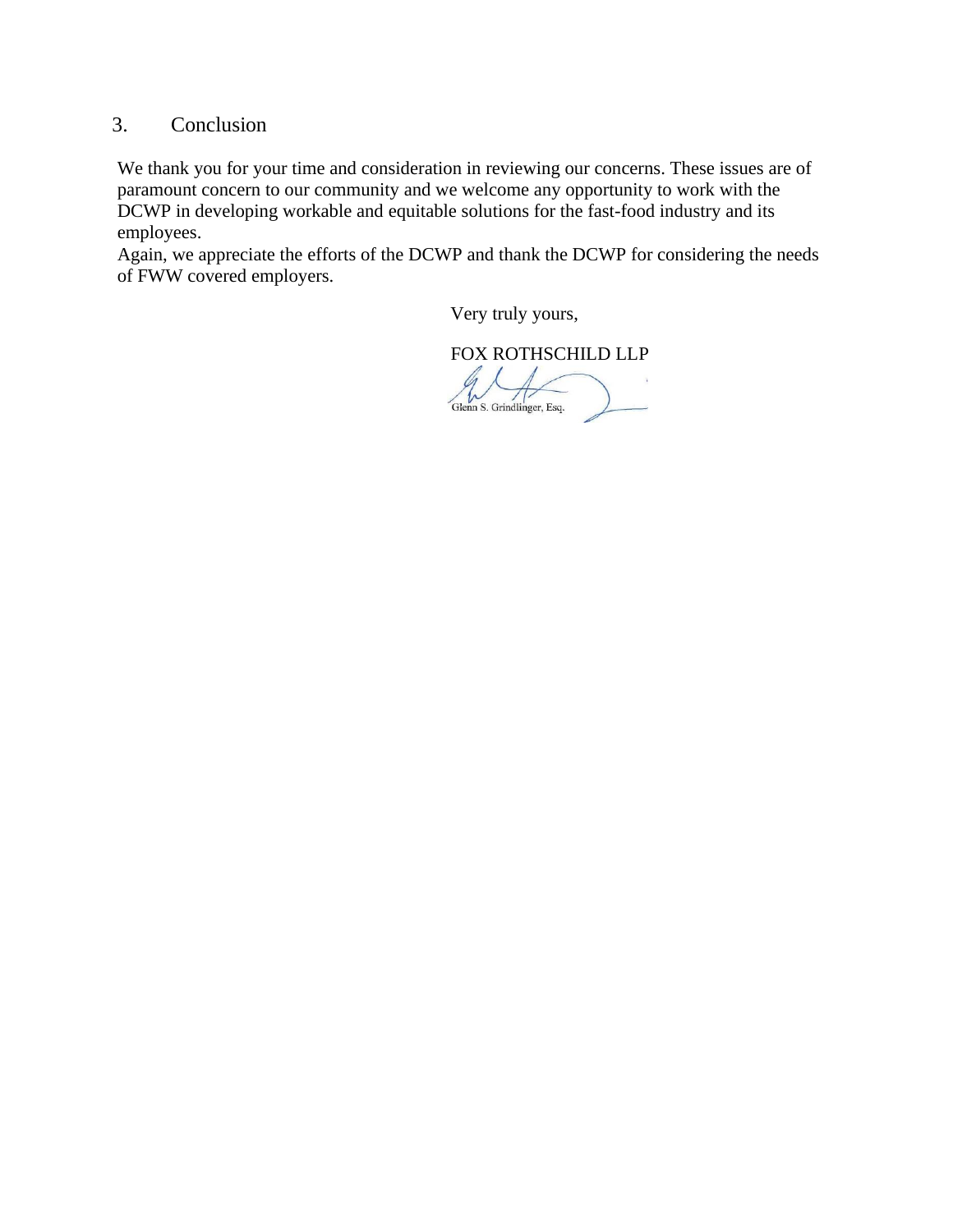## 3. Conclusion

We thank you for your time and consideration in reviewing our concerns. These issues are of paramount concern to our community and we welcome any opportunity to work with the DCWP in developing workable and equitable solutions for the fast-food industry and its employees.

Again, we appreciate the efforts of the DCWP and thank the DCWP for considering the needs of FWW covered employers.

Very truly yours,

FOX ROTHSCHILD LLP

Glenn S. Grindlinger, Esq.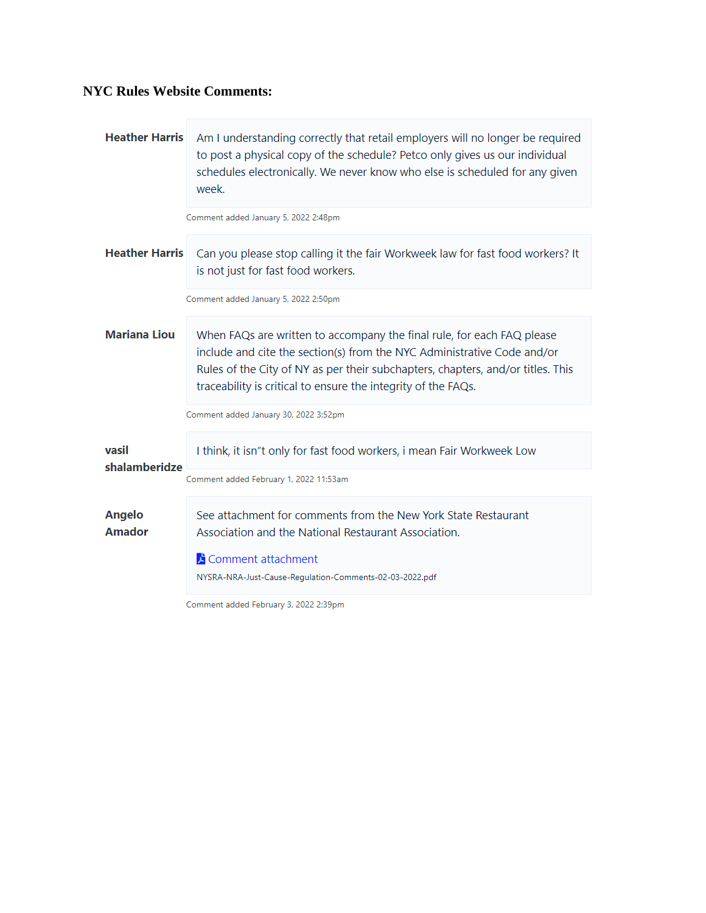**NYC Rules Website Comments:**

**Heather Harris**

Am I understanding correctly that retail employers will no longer be required to post a physical copy of the schedule? Petco only gives us our individual schedules electronically. We never know who else is scheduled for any given week.

Comment added January 5, 2022 2:48pm

**Heather Harris**

Can you please stop calling it the fair Workweek law for fast food workers? It is not just for fast food workers.

Comment added January 5, 2022 2:50pm

**Mariana Liou**

When FAQs are written to accompany the final rule, for each FAQ please include and cite the section(s) from the NYC Administrative Code and/or Rules of the City of NY as per their subchapters, chapters, and/or titles. This traceability is critical to ensure the integrity of the FAQs.

Comment added January 30, 2022 3:52pm

**vasil shalamberidze**

I think, it isn"t only for fast food workers, i mean Fair Workweek Low

Comment added February 1, 2022 11:53am

**Angelo Amador**

See attachment for comments from the New York State Restaurant Association and the National Restaurant Association.

Comment attachment

NYSRA-NRA-Just-Cause-Regulation-Comments-02-03-2022.pdf

Comment added February 3, 2022 2:39pm